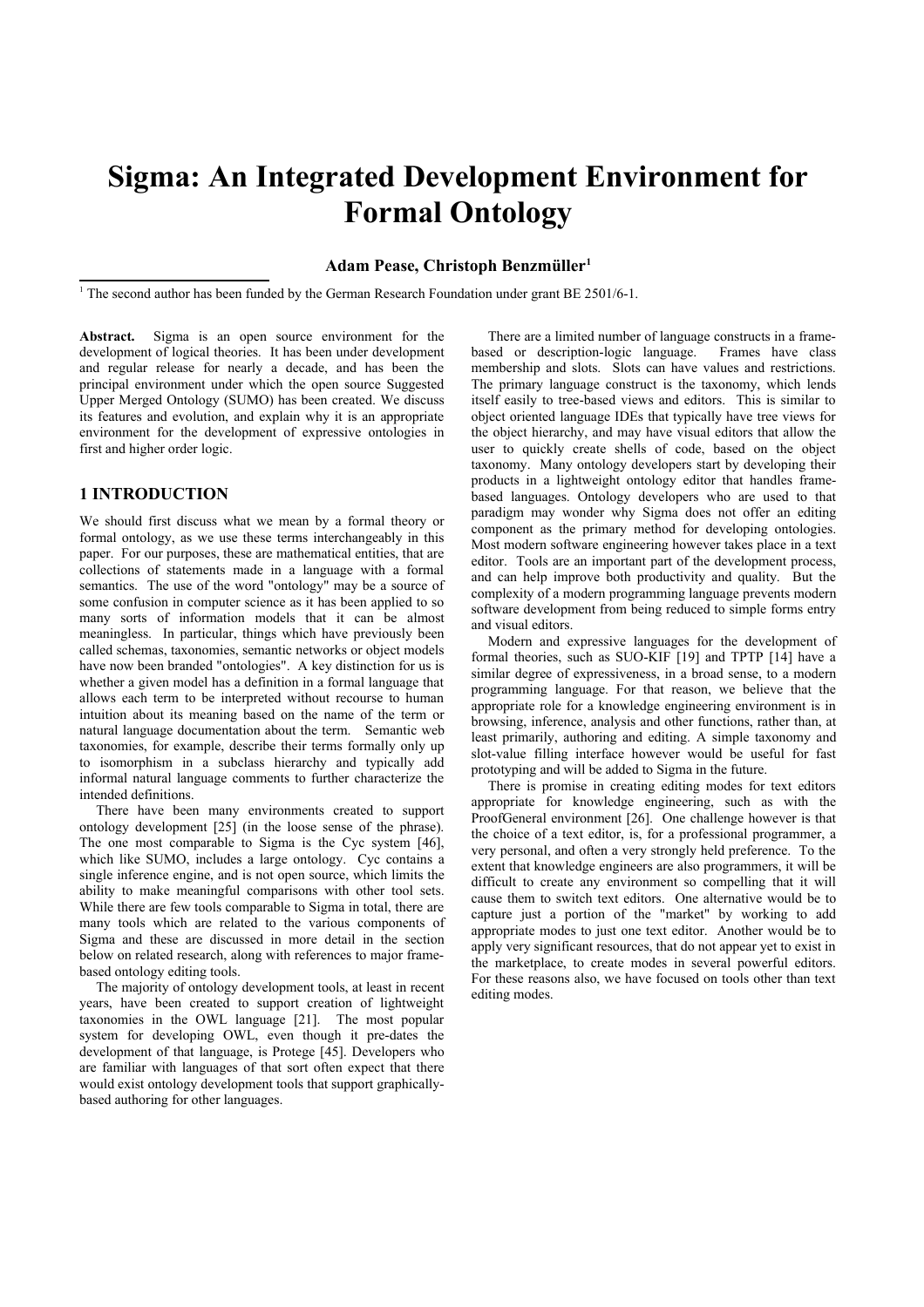# Sigma: An Integrated Development Environment for Formal Ontology

**Adam Pease, Christoph Benzmüller[1]**

[1] The second author has been funded by the German Research Foundation under grant BE 2501/6-1.

**Abstract.** Sigma is an open source environment for the development of logical theories. It has been under development and regular release for nearly a decade, and has been the principal environment under which the open source Suggested Upper Merged Ontology (SUMO) has been created. We discuss its features and evolution, and explain why it is an appropriate environment for the development of expressive ontologies in first and higher order logic.

## 1 INTRODUCTION

We should first discuss what we mean by a formal theory or formal ontology, as we use these terms interchangeably in this paper. For our purposes, these are mathematical entities, that are collections of statements made in a language with a formal semantics. The use of the word "ontology" may be a source of some confusion in computer science as it has been applied to so many sorts of information models that it can be almost meaningless. In particular, things which have previously been called schemas, taxonomies, semantic networks or object models have now been branded "ontologies". A key distinction for us is whether a given model has a definition in a formal language that allows each term to be interpreted without recourse to human intuition about its meaning based on the name of the term or natural language documentation about the term. Semantic web taxonomies, for example, describe their terms formally only up to isomorphism in a subclass hierarchy and typically add informal natural language comments to further characterize the intended definitions.

There have been many environments created to support ontology development [25] (in the loose sense of the phrase). The one most comparable to Sigma is the Cyc system [46], which like SUMO, includes a large ontology. Cyc contains a single inference engine, and is not open source, which limits the ability to make meaningful comparisons with other tool sets. While there are few tools comparable to Sigma in total, there are many tools which are related to the various components of Sigma and these are discussed in more detail in the section below on related research, along with references to major frame-based ontology editing tools.

The majority of ontology development tools, at least in recent years, have been created to support creation of lightweight taxonomies in the OWL language [21]. The most popular system for developing OWL, even though it pre-dates the development of that language, is Protege [45]. Developers who are familiar with languages of that sort often expect that there would exist ontology development tools that support graphically-based authoring for other languages.

There are a limited number of language constructs in a frame-based or description-logic language. Frames have class membership and slots. Slots can have values and restrictions. The primary language construct is the taxonomy, which lends itself easily to tree-based views and editors. This is similar to object oriented language IDEs that typically have tree views for the object hierarchy, and may have visual editors that allow the user to quickly create shells of code, based on the object taxonomy. Many ontology developers start by developing their products in a lightweight ontology editor that handles frame-based languages. Ontology developers who are used to that paradigm may wonder why Sigma does not offer an editing component as the primary method for developing ontologies. Most modern software engineering however takes place in a text editor. Tools are an important part of the development process, and can help improve both productivity and quality. But the complexity of a modern programming language prevents modern software development from being reduced to simple forms entry and visual editors.

Modern and expressive languages for the development of formal theories, such as SUO-KIF [19] and TPTP [14] have a similar degree of expressiveness, in a broad sense, to a modern programming language. For that reason, we believe that the appropriate role for a knowledge engineering environment is in browsing, inference, analysis and other functions, rather than, at least primarily, authoring and editing. A simple taxonomy and slot-value filling interface however would be useful for fast prototyping and will be added to Sigma in the future.

There is promise in creating editing modes for text editors appropriate for knowledge engineering, such as with the ProofGeneral environment [26]. One challenge however is that the choice of a text editor, is, for a professional programmer, a very personal, and often a very strongly held preference. To the extent that knowledge engineers are also programmers, it will be difficult to create any environment so compelling that it will cause them to switch text editors. One alternative would be to capture just a portion of the "market" by working to add appropriate modes to just one text editor. Another would be to apply very significant resources, that do not appear yet to exist in the marketplace, to create modes in several powerful editors. For these reasons also, we have focused on tools other than text editing modes.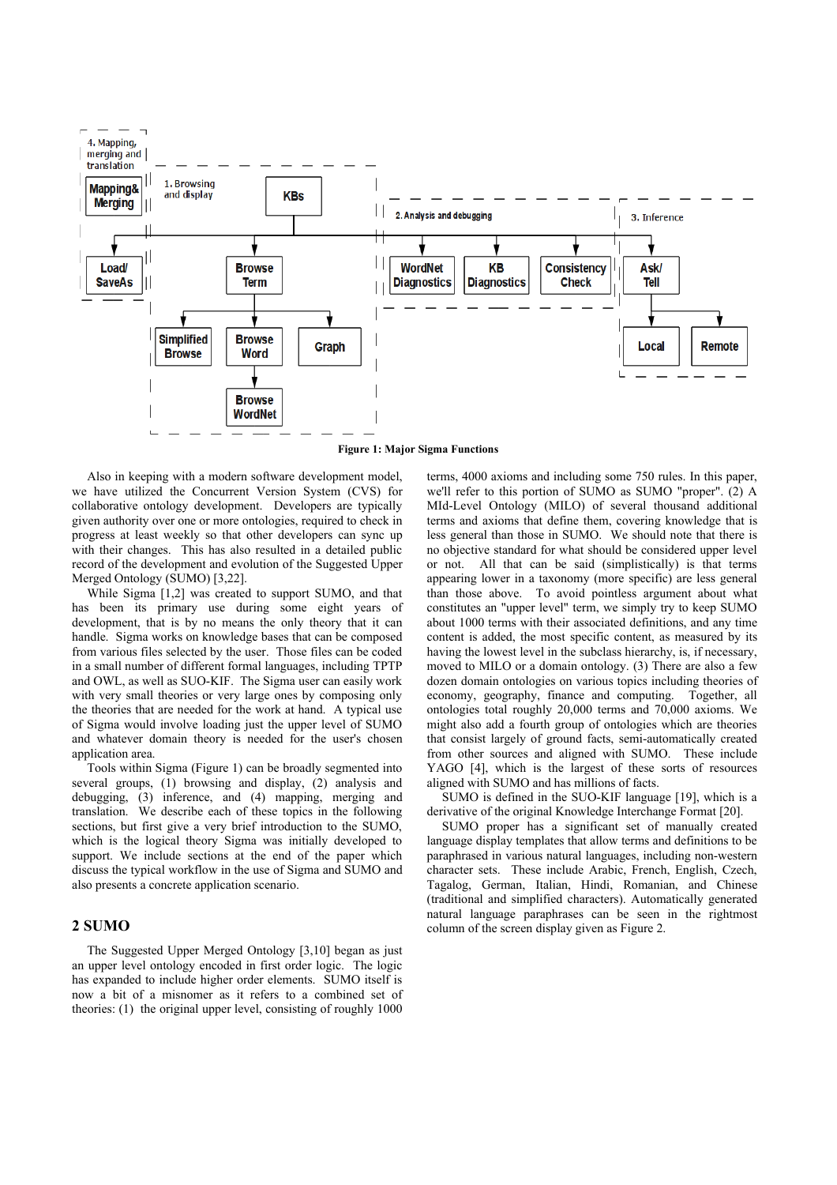**Figure 1: Major Sigma Functions**

Also in keeping with a modern software development model, we have utilized the Concurrent Version System (CVS) for collaborative ontology development. Developers are typically given authority over one or more ontologies, required to check in progress at least weekly so that other developers can sync up with their changes. This has also resulted in a detailed public record of the development and evolution of the Suggested Upper Merged Ontology (SUMO) [3,22].

While Sigma [1,2] was created to support SUMO, and that has been its primary use during some eight years of development, that is by no means the only theory that it can handle. Sigma works on knowledge bases that can be composed from various files selected by the user. Those files can be coded in a small number of different formal languages, including TPTP and OWL, as well as SUO-KIF. The Sigma user can easily work with very small theories or very large ones by composing only the theories that are needed for the work at hand. A typical use of Sigma would involve loading just the upper level of SUMO and whatever domain theory is needed for the user's chosen application area.

Tools within Sigma (Figure 1) can be broadly segmented into several groups, (1) browsing and display, (2) analysis and debugging, (3) inference, and (4) mapping, merging and translation. We describe each of these topics in the following sections, but first give a very brief introduction to the SUMO, which is the logical theory Sigma was initially developed to support. We include sections at the end of the paper which discuss the typical workflow in the use of Sigma and SUMO and also presents a concrete application scenario.

## 2 SUMO

The Suggested Upper Merged Ontology [3,10] began as just an upper level ontology encoded in first order logic. The logic has expanded to include higher order elements. SUMO itself is now a bit of a misnomer as it refers to a combined set of theories: (1) the original upper level, consisting of roughly 1000 terms, 4000 axioms and including some 750 rules. In this paper, we'll refer to this portion of SUMO as SUMO "proper". (2) A MId-Level Ontology (MILO) of several thousand additional terms and axioms that define them, covering knowledge that is less general than those in SUMO. We should note that there is no objective standard for what should be considered upper level or not. All that can be said (simplistically) is that terms appearing lower in a taxonomy (more specific) are less general than those above. To avoid pointless argument about what constitutes an "upper level" term, we simply try to keep SUMO about 1000 terms with their associated definitions, and any time content is added, the most specific content, as measured by its having the lowest level in the subclass hierarchy, is, if necessary, moved to MILO or a domain ontology. (3) There are also a few dozen domain ontologies on various topics including theories of economy, geography, finance and computing. Together, all ontologies total roughly 20,000 terms and 70,000 axioms. We might also add a fourth group of ontologies which are theories that consist largely of ground facts, semi-automatically created from other sources and aligned with SUMO. These include YAGO [4], which is the largest of these sorts of resources aligned with SUMO and has millions of facts.

SUMO is defined in the SUO-KIF language [19], which is a derivative of the original Knowledge Interchange Format [20].

SUMO proper has a significant set of manually created language display templates that allow terms and definitions to be paraphrased in various natural languages, including non-western character sets. These include Arabic, French, English, Czech, Tagalog, German, Italian, Hindi, Romanian, and Chinese (traditional and simplified characters). Automatically generated natural language paraphrases can be seen in the rightmost column of the screen display given as Figure 2.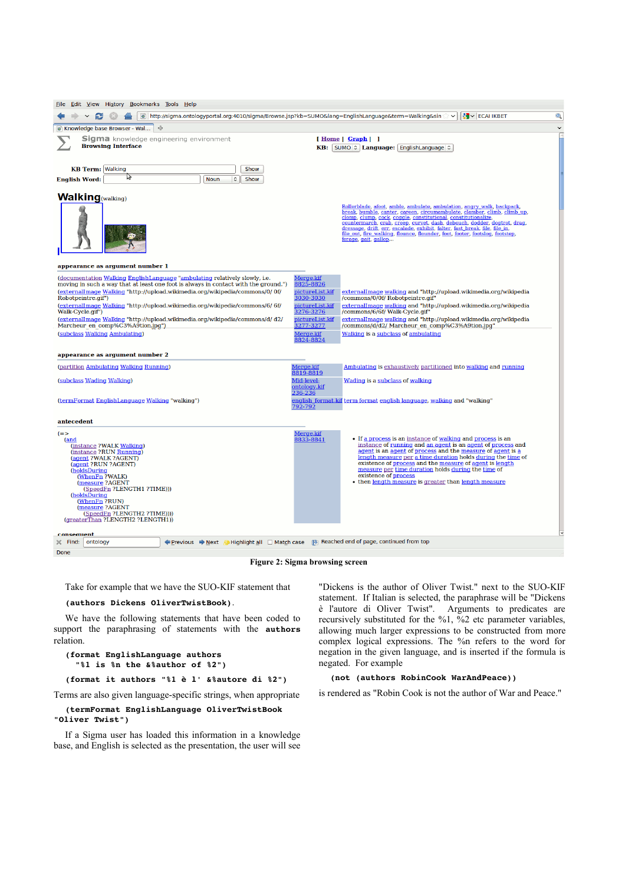Figure 2: Sigma browsing screen

Take for example that we have the SUO-KIF statement that

```
(authors Dickens OliverTwistBook).
```

We have the following statements that have been coded to support the paraphrasing of statements with the **authors** relation.

```
(format EnglishLanguage authors
  "%1 is %n the &%author of %2")
```

```
(format it authors "%1 è l' &%autore di %2")
```

Terms are also given language-specific strings, when appropriate

```
(termFormat EnglishLanguage OliverTwistBook
"Oliver Twist")
```

If a Sigma user has loaded this information in a knowledge base, and English is selected as the presentation, the user will see "Dickens is the author of Oliver Twist." next to the SUO-KIF statement. If Italian is selected, the paraphrase will be "Dickens è l'autore di Oliver Twist". Arguments to predicates are recursively substituted for the %1, %2 etc parameter variables, allowing much larger expressions to be constructed from more complex logical expressions. The %n refers to the word for negation in the given language, and is inserted if the formula is negated. For example

```
(not (authors RobinCook WarAndPeace))
```

is rendered as "Robin Cook is not the author of War and Peace."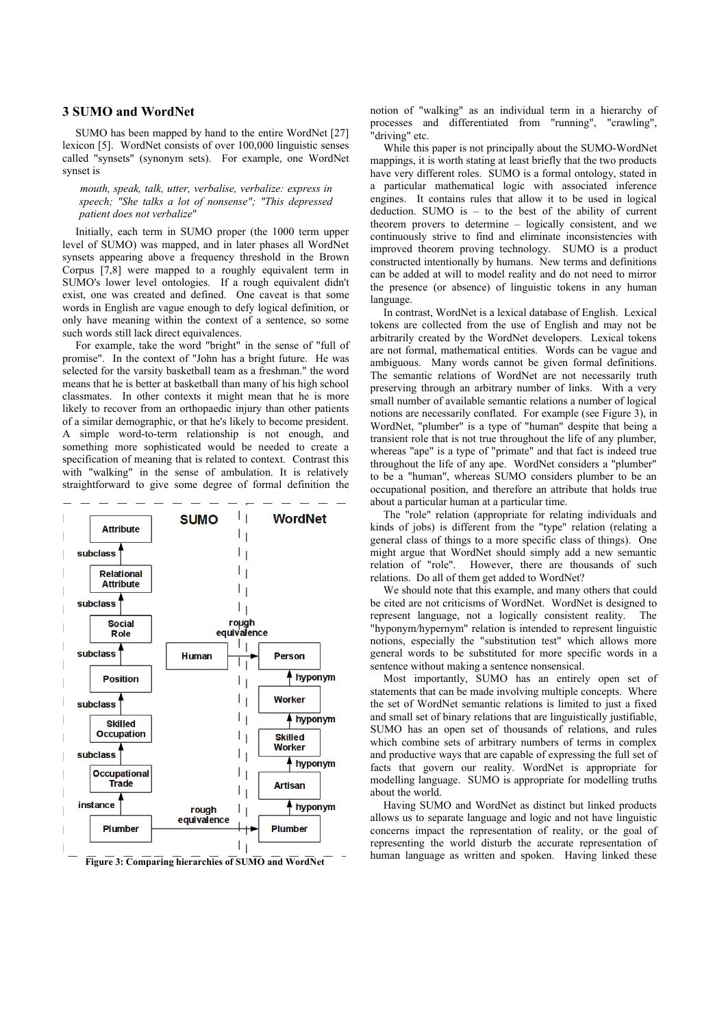## 3 SUMO and WordNet

SUMO has been mapped by hand to the entire WordNet [27] lexicon [5]. WordNet consists of over 100,000 linguistic senses called "synsets" (synonym sets). For example, one WordNet synset is

> *mouth, speak, talk, utter, verbalise, verbalize: express in speech; "She talks a lot of nonsense"; "This depressed patient does not verbalize*"

Initially, each term in SUMO proper (the 1000 term upper level of SUMO) was mapped, and in later phases all WordNet synsets appearing above a frequency threshold in the Brown Corpus [7,8] were mapped to a roughly equivalent term in SUMO's lower level ontologies. If a rough equivalent didn't exist, one was created and defined. One caveat is that some words in English are vague enough to defy logical definition, or only have meaning within the context of a sentence, so some such words still lack direct equivalences.

For example, take the word "bright" in the sense of "full of promise". In the context of "John has a bright future. He was selected for the varsity basketball team as a freshman." the word means that he is better at basketball than many of his high school classmates. In other contexts it might mean that he is more likely to recover from an orthopaedic injury than other patients of a similar demographic, or that he's likely to become president. A simple word-to-term relationship is not enough, and something more sophisticated would be needed to create a specification of meaning that is related to context. Contrast this with "walking" in the sense of ambulation. It is relatively straightforward to give some degree of formal definition the notion of "walking" as an individual term in a hierarchy of processes and differentiated from "running", "crawling", "driving" etc.

**Figure 3: Comparing hierarchies of SUMO and WordNet**

While this paper is not principally about the SUMO-WordNet mappings, it is worth stating at least briefly that the two products have very different roles. SUMO is a formal ontology, stated in a particular mathematical logic with associated inference engines. It contains rules that allow it to be used in logical deduction. SUMO is – to the best of the ability of current theorem provers to determine – logically consistent, and we continuously strive to find and eliminate inconsistencies with improved theorem proving technology. SUMO is a product constructed intentionally by humans. New terms and definitions can be added at will to model reality and do not need to mirror the presence (or absence) of linguistic tokens in any human language.

In contrast, WordNet is a lexical database of English. Lexical tokens are collected from the use of English and may not be arbitrarily created by the WordNet developers. Lexical tokens are not formal, mathematical entities. Words can be vague and ambiguous. Many words cannot be given formal definitions. The semantic relations of WordNet are not necessarily truth preserving through an arbitrary number of links. With a very small number of available semantic relations a number of logical notions are necessarily conflated. For example (see Figure 3), in WordNet, "plumber" is a type of "human" despite that being a transient role that is not true throughout the life of any plumber, whereas "ape" is a type of "primate" and that fact is indeed true throughout the life of any ape. WordNet considers a "plumber" to be a "human", whereas SUMO considers plumber to be an occupational position, and therefore an attribute that holds true about a particular human at a particular time.

The "role" relation (appropriate for relating individuals and kinds of jobs) is different from the "type" relation (relating a general class of things to a more specific class of things). One might argue that WordNet should simply add a new semantic relation of "role". However, there are thousands of such relations. Do all of them get added to WordNet?

We should note that this example, and many others that could be cited are not criticisms of WordNet. WordNet is designed to represent language, not a logically consistent reality. The "hyponym/hypernym" relation is intended to represent linguistic notions, especially the "substitution test" which allows more general words to be substituted for more specific words in a sentence without making a sentence nonsensical.

Most importantly, SUMO has an entirely open set of statements that can be made involving multiple concepts. Where the set of WordNet semantic relations is limited to just a fixed and small set of binary relations that are linguistically justifiable, SUMO has an open set of thousands of relations, and rules which combine sets of arbitrary numbers of terms in complex and productive ways that are capable of expressing the full set of facts that govern our reality. WordNet is appropriate for modelling language. SUMO is appropriate for modelling truths about the world.

Having SUMO and WordNet as distinct but linked products allows us to separate language and logic and not have linguistic concerns impact the representation of reality, or the goal of representing the world disturb the accurate representation of human language as written and spoken. Having linked these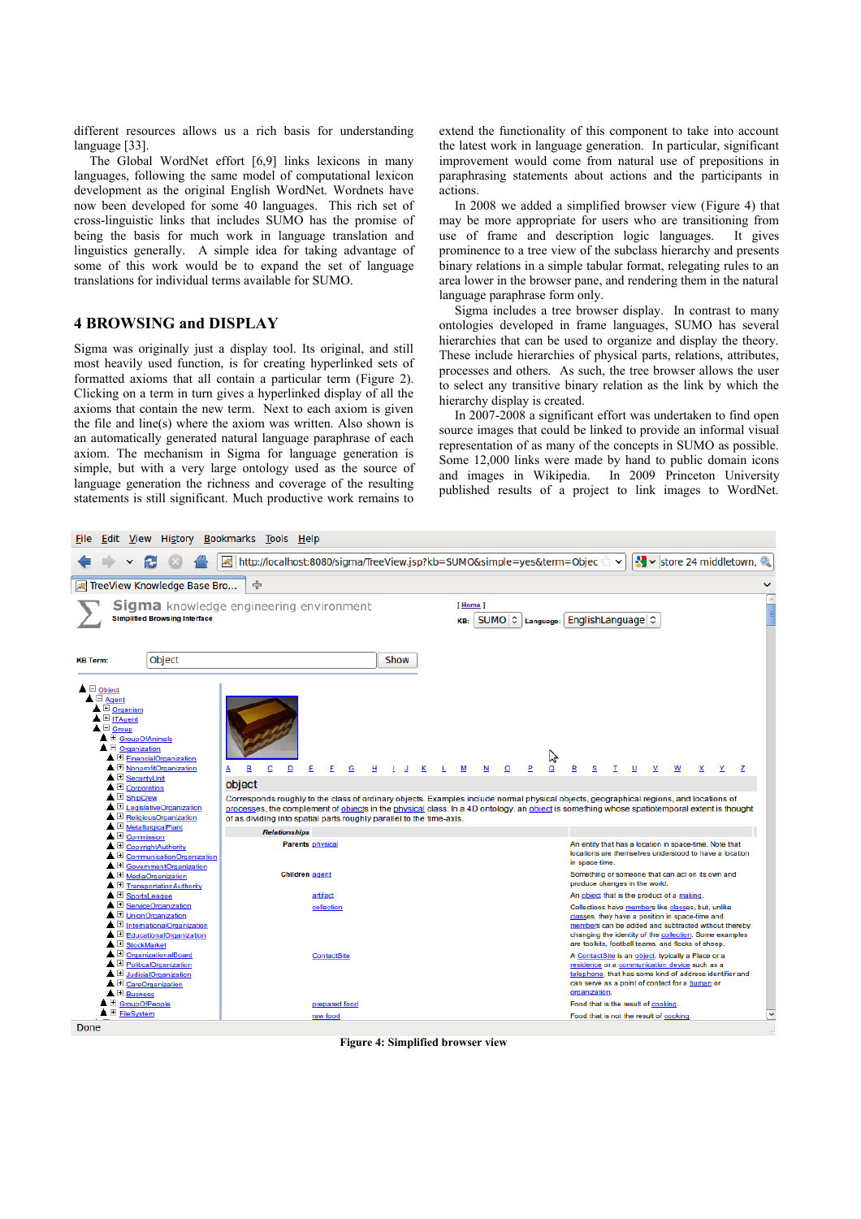different resources allows us a rich basis for understanding language [33].

The Global WordNet effort [6,9] links lexicons in many languages, following the same model of computational lexicon development as the original English WordNet. Wordnets have now been developed for some 40 languages. This rich set of cross-linguistic links that includes SUMO has the promise of being the basis for much work in language translation and linguistics generally. A simple idea for taking advantage of some of this work would be to expand the set of language translations for individual terms available for SUMO.

## 4 BROWSING and DISPLAY

Sigma was originally just a display tool. Its original, and still most heavily used function, is for creating hyperlinked sets of formatted axioms that all contain a particular term (Figure 2). Clicking on a term in turn gives a hyperlinked display of all the axioms that contain the new term. Next to each axiom is given the file and line(s) where the axiom was written. Also shown is an automatically generated natural language paraphrase of each axiom. The mechanism in Sigma for language generation is simple, but with a very large ontology used as the source of language generation the richness and coverage of the resulting statements is still significant. Much productive work remains to extend the functionality of this component to take into account the latest work in language generation. In particular, significant improvement would come from natural use of prepositions in paraphrasing statements about actions and the participants in actions.

In 2008 we added a simplified browser view (Figure 4) that may be more appropriate for users who are transitioning from use of frame and description logic languages. It gives prominence to a tree view of the subclass hierarchy and presents binary relations in a simple tabular format, relegating rules to an area lower in the browser pane, and rendering them in the natural language paraphrase form only.

Sigma includes a tree browser display. In contrast to many ontologies developed in frame languages, SUMO has several hierarchies that can be used to organize and display the theory. These include hierarchies of physical parts, relations, attributes, processes and others. As such, the tree browser allows the user to select any transitive binary relation as the link by which the hierarchy display is created.

In 2007-2008 a significant effort was undertaken to find open source images that could be linked to provide an informal visual representation of as many of the concepts in SUMO as possible. Some 12,000 links were made by hand to public domain icons and images in Wikipedia. In 2009 Princeton University published results of a project to link images to WordNet.

**Figure 4: Simplified browser view**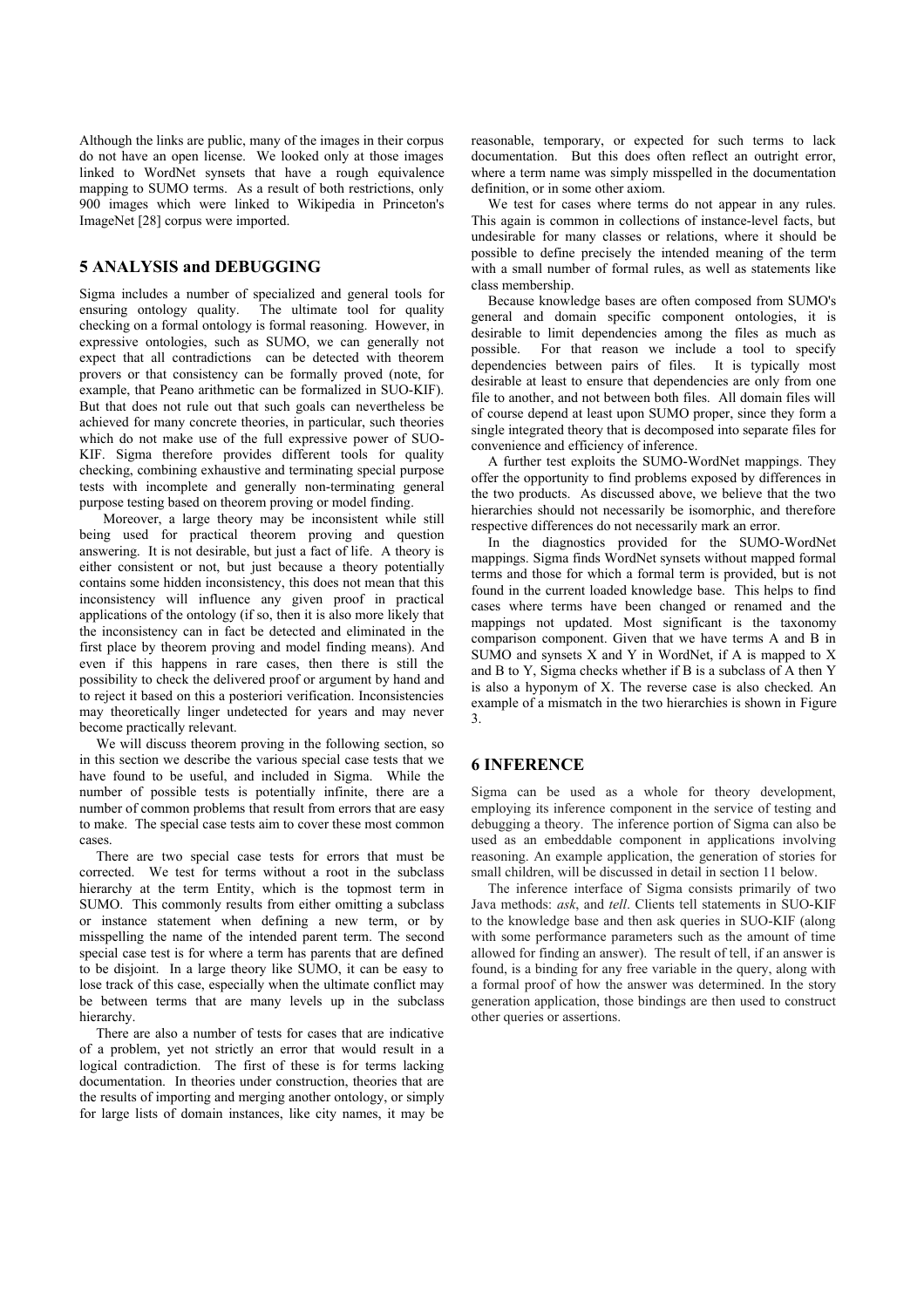Although the links are public, many of the images in their corpus do not have an open license. We looked only at those images linked to WordNet synsets that have a rough equivalence mapping to SUMO terms. As a result of both restrictions, only 900 images which were linked to Wikipedia in Princeton's ImageNet [28] corpus were imported.

## 5 ANALYSIS and DEBUGGING

Sigma includes a number of specialized and general tools for ensuring ontology quality. The ultimate tool for quality checking on a formal ontology is formal reasoning. However, in expressive ontologies, such as SUMO, we can generally not expect that all contradictions can be detected with theorem provers or that consistency can be formally proved (note, for example, that Peano arithmetic can be formalized in SUO-KIF). But that does not rule out that such goals can nevertheless be achieved for many concrete theories, in particular, such theories which do not make use of the full expressive power of SUO-KIF. Sigma therefore provides different tools for quality checking, combining exhaustive and terminating special purpose tests with incomplete and generally non-terminating general purpose testing based on theorem proving or model finding.

Moreover, a large theory may be inconsistent while still being used for practical theorem proving and question answering. It is not desirable, but just a fact of life. A theory is either consistent or not, but just because a theory potentially contains some hidden inconsistency, this does not mean that this inconsistency will influence any given proof in practical applications of the ontology (if so, then it is also more likely that the inconsistency can in fact be detected and eliminated in the first place by theorem proving and model finding means). And even if this happens in rare cases, then there is still the possibility to check the delivered proof or argument by hand and to reject it based on this a posteriori verification. Inconsistencies may theoretically linger undetected for years and may never become practically relevant.

We will discuss theorem proving in the following section, so in this section we describe the various special case tests that we have found to be useful, and included in Sigma. While the number of possible tests is potentially infinite, there are a number of common problems that result from errors that are easy to make. The special case tests aim to cover these most common cases.

There are two special case tests for errors that must be corrected. We test for terms without a root in the subclass hierarchy at the term Entity, which is the topmost term in SUMO. This commonly results from either omitting a subclass or instance statement when defining a new term, or by misspelling the name of the intended parent term. The second special case test is for where a term has parents that are defined to be disjoint. In a large theory like SUMO, it can be easy to lose track of this case, especially when the ultimate conflict may be between terms that are many levels up in the subclass hierarchy.

There are also a number of tests for cases that are indicative of a problem, yet not strictly an error that would result in a logical contradiction. The first of these is for terms lacking documentation. In theories under construction, theories that are the results of importing and merging another ontology, or simply for large lists of domain instances, like city names, it may be reasonable, temporary, or expected for such terms to lack documentation. But this does often reflect an outright error, where a term name was simply misspelled in the documentation definition, or in some other axiom.

We test for cases where terms do not appear in any rules. This again is common in collections of instance-level facts, but undesirable for many classes or relations, where it should be possible to define precisely the intended meaning of the term with a small number of formal rules, as well as statements like class membership.

Because knowledge bases are often composed from SUMO's general and domain specific component ontologies, it is desirable to limit dependencies among the files as much as possible. For that reason we include a tool to specify dependencies between pairs of files. It is typically most desirable at least to ensure that dependencies are only from one file to another, and not between both files. All domain files will of course depend at least upon SUMO proper, since they form a single integrated theory that is decomposed into separate files for convenience and efficiency of inference.

A further test exploits the SUMO-WordNet mappings. They offer the opportunity to find problems exposed by differences in the two products. As discussed above, we believe that the two hierarchies should not necessarily be isomorphic, and therefore respective differences do not necessarily mark an error.

In the diagnostics provided for the SUMO-WordNet mappings. Sigma finds WordNet synsets without mapped formal terms and those for which a formal term is provided, but is not found in the current loaded knowledge base. This helps to find cases where terms have been changed or renamed and the mappings not updated. Most significant is the taxonomy comparison component. Given that we have terms A and B in SUMO and synsets X and Y in WordNet, if A is mapped to X and B to Y, Sigma checks whether if B is a subclass of A then Y is also a hyponym of X. The reverse case is also checked. An example of a mismatch in the two hierarchies is shown in Figure 3.

## 6 INFERENCE

Sigma can be used as a whole for theory development, employing its inference component in the service of testing and debugging a theory. The inference portion of Sigma can also be used as an embeddable component in applications involving reasoning. An example application, the generation of stories for small children, will be discussed in detail in section 11 below.

The inference interface of Sigma consists primarily of two Java methods: *ask*, and *tell*. Clients tell statements in SUO-KIF to the knowledge base and then ask queries in SUO-KIF (along with some performance parameters such as the amount of time allowed for finding an answer). The result of tell, if an answer is found, is a binding for any free variable in the query, along with a formal proof of how the answer was determined. In the story generation application, those bindings are then used to construct other queries or assertions.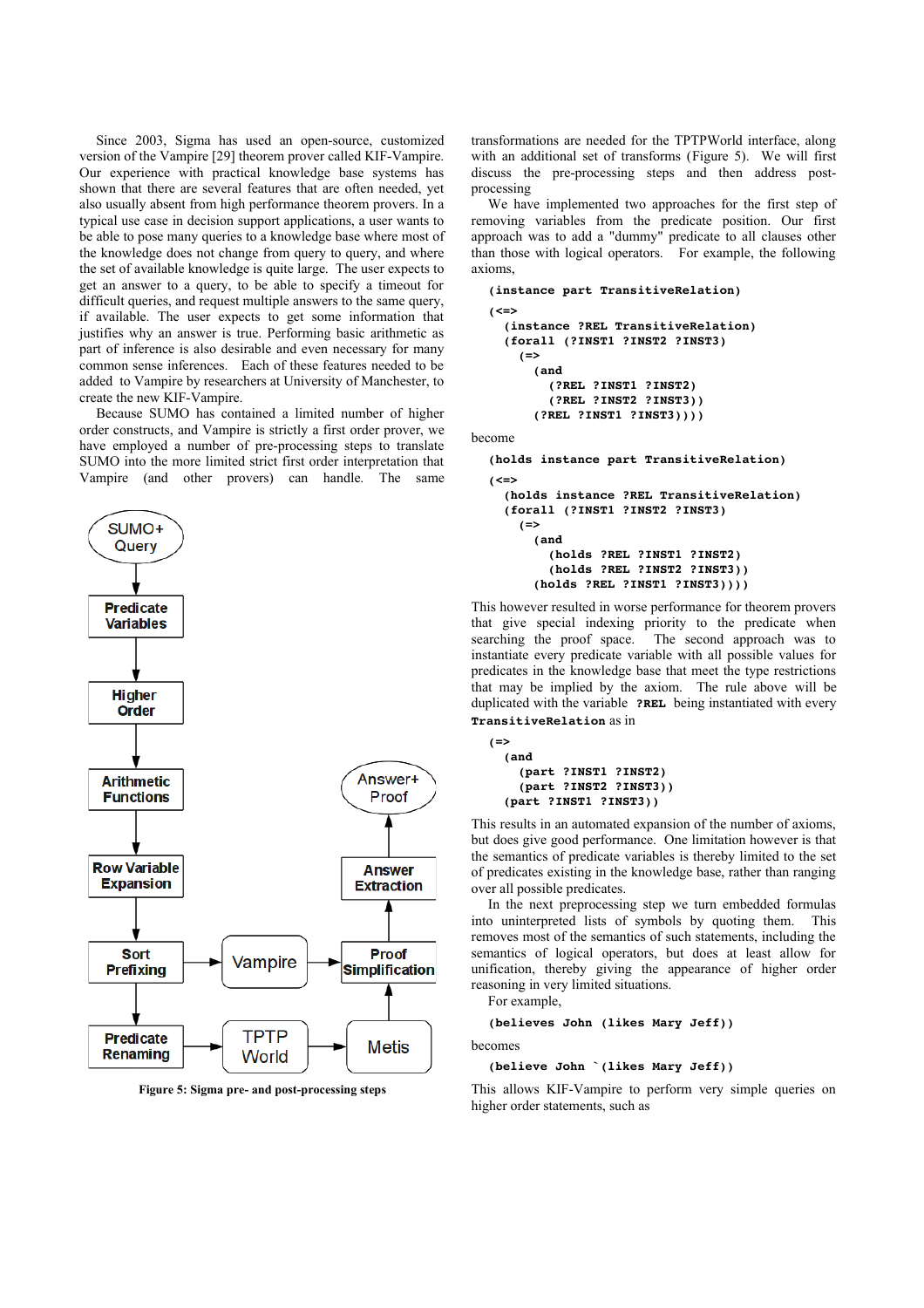Since 2003, Sigma has used an open-source, customized version of the Vampire [29] theorem prover called KIF-Vampire. Our experience with practical knowledge base systems has shown that there are several features that are often needed, yet also usually absent from high performance theorem provers. In a typical use case in decision support applications, a user wants to be able to pose many queries to a knowledge base where most of the knowledge does not change from query to query, and where the set of available knowledge is quite large. The user expects to get an answer to a query, to be able to specify a timeout for difficult queries, and request multiple answers to the same query, if available. The user expects to get some information that justifies why an answer is true. Performing basic arithmetic as part of inference is also desirable and even necessary for many common sense inferences. Each of these features needed to be added to Vampire by researchers at University of Manchester, to create the new KIF-Vampire.

Because SUMO has contained a limited number of higher order constructs, and Vampire is strictly a first order prover, we have employed a number of pre-processing steps to translate SUMO into the more limited strict first order interpretation that Vampire (and other provers) can handle. The same transformations are needed for the TPTPWorld interface, along with an additional set of transforms (Figure 5). We will first discuss the pre-processing steps and then address post-processing

**Figure 5: Sigma pre- and post-processing steps**

We have implemented two approaches for the first step of removing variables from the predicate position. Our first approach was to add a "dummy" predicate to all clauses other than those with logical operators. For example, the following axioms,

```
(instance part TransitiveRelation)

(<=>
  (instance ?REL TransitiveRelation)
  (forall (?INST1 ?INST2 ?INST3)
    (=>
      (and
        (?REL ?INST1 ?INST2)
        (?REL ?INST2 ?INST3))
      (?REL ?INST1 ?INST3))))
```

become

```
(holds instance part TransitiveRelation)

(<=>
  (holds instance ?REL TransitiveRelation)
  (forall (?INST1 ?INST2 ?INST3)
    (=>
      (and
        (holds ?REL ?INST1 ?INST2)
        (holds ?REL ?INST2 ?INST3))
      (holds ?REL ?INST1 ?INST3))))
```

This however resulted in worse performance for theorem provers that give special indexing priority to the predicate when searching the proof space. The second approach was to instantiate every predicate variable with all possible values for predicates in the knowledge base that meet the type restrictions that may be implied by the axiom. The rule above will be duplicated with the variable `?REL` being instantiated with every `TransitiveRelation` as in

```
(=>
  (and
    (part ?INST1 ?INST2)
    (part ?INST2 ?INST3))
  (part ?INST1 ?INST3))
```

This results in an automated expansion of the number of axioms, but does give good performance. One limitation however is that the semantics of predicate variables is thereby limited to the set of predicates existing in the knowledge base, rather than ranging over all possible predicates.

In the next preprocessing step we turn embedded formulas into uninterpreted lists of symbols by quoting them. This removes most of the semantics of such statements, including the semantics of logical operators, but does at least allow for unification, thereby giving the appearance of higher order reasoning in very limited situations.

For example,

```
(believes John (likes Mary Jeff))
```

becomes

```
(believe John `(likes Mary Jeff))
```

This allows KIF-Vampire to perform very simple queries on higher order statements, such as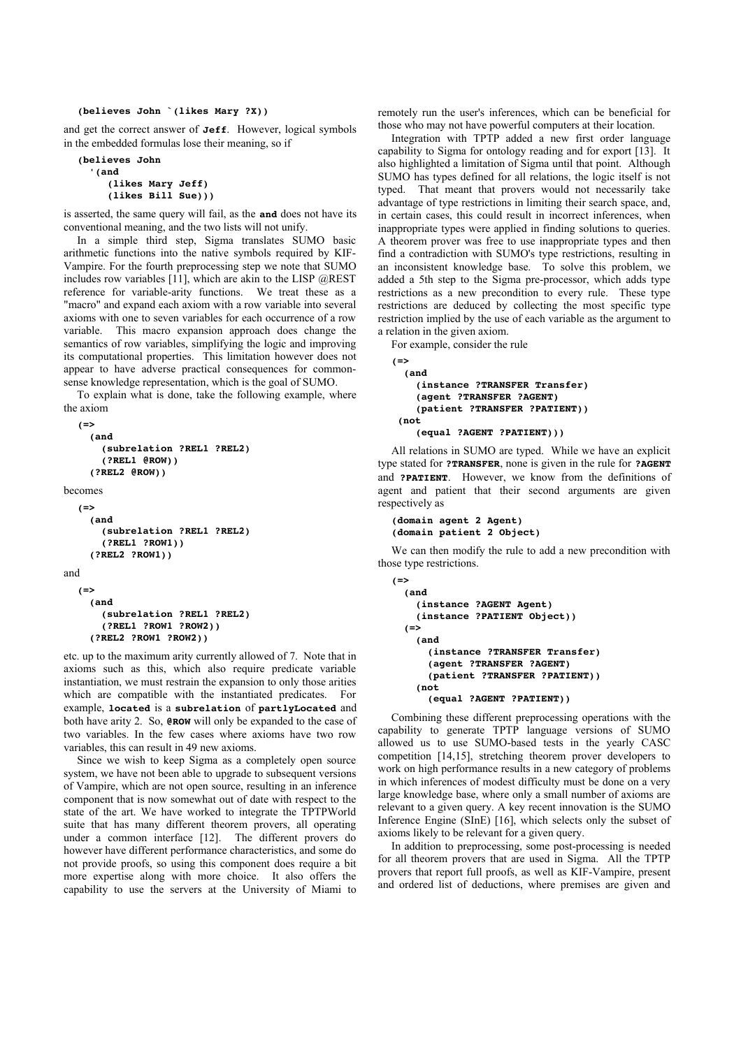```
(believes John `(likes Mary ?X))
```

and get the correct answer of **Jeff**. However, logical symbols in the embedded formulas lose their meaning, so if

```
(believes John
  '(and
     (likes Mary Jeff)
     (likes Bill Sue)))
```

is asserted, the same query will fail, as the **and** does not have its conventional meaning, and the two lists will not unify.

In a simple third step, Sigma translates SUMO basic arithmetic functions into the native symbols required by KIF-Vampire. For the fourth preprocessing step we note that SUMO includes row variables [11], which are akin to the LISP @REST reference for variable-arity functions. We treat these as a "macro" and expand each axiom with a row variable into several axioms with one to seven variables for each occurrence of a row variable. This macro expansion approach does change the semantics of row variables, simplifying the logic and improving its computational properties. This limitation however does not appear to have adverse practical consequences for common-sense knowledge representation, which is the goal of SUMO.

To explain what is done, take the following example, where the axiom

```
(=>
  (and
    (subrelation ?REL1 ?REL2)
    (?REL1 @ROW))
  (?REL2 @ROW))
```

becomes

```
(=>
  (and
    (subrelation ?REL1 ?REL2)
    (?REL1 ?ROW1))
  (?REL2 ?ROW1))
```

and

```
(=>
  (and
    (subrelation ?REL1 ?REL2)
    (?REL1 ?ROW1 ?ROW2))
  (?REL2 ?ROW1 ?ROW2))
```

etc. up to the maximum arity currently allowed of 7. Note that in axioms such as this, which also require predicate variable instantiation, we must restrain the expansion to only those arities which are compatible with the instantiated predicates. For example, **located** is a **subrelation** of **partlyLocated** and both have arity 2. So, **@ROW** will only be expanded to the case of two variables. In the few cases where axioms have two row variables, this can result in 49 new axioms.

Since we wish to keep Sigma as a completely open source system, we have not been able to upgrade to subsequent versions of Vampire, which are not open source, resulting in an inference component that is now somewhat out of date with respect to the state of the art. We have worked to integrate the TPTPWorld suite that has many different theorem provers, all operating under a common interface [12]. The different provers do however have different performance characteristics, and some do not provide proofs, so using this component does require a bit more expertise along with more choice. It also offers the capability to use the servers at the University of Miami to remotely run the user's inferences, which can be beneficial for those who may not have powerful computers at their location.

Integration with TPTP added a new first order language capability to Sigma for ontology reading and for export [13]. It also highlighted a limitation of Sigma until that point. Although SUMO has types defined for all relations, the logic itself is not typed. That meant that provers would not necessarily take advantage of type restrictions in limiting their search space, and, in certain cases, this could result in incorrect inferences, when inappropriate types were applied in finding solutions to queries. A theorem prover was free to use inappropriate types and then find a contradiction with SUMO's type restrictions, resulting in an inconsistent knowledge base. To solve this problem, we added a 5th step to the Sigma pre-processor, which adds type restrictions as a new precondition to every rule. These type restrictions are deduced by collecting the most specific type restriction implied by the use of each variable as the argument to a relation in the given axiom.

For example, consider the rule

```
(=>
  (and
    (instance ?TRANSFER Transfer)
    (agent ?TRANSFER ?AGENT)
    (patient ?TRANSFER ?PATIENT))
 (not
    (equal ?AGENT ?PATIENT)))
```

All relations in SUMO are typed. While we have an explicit type stated for **?TRANSFER**, none is given in the rule for **?AGENT** and **?PATIENT**. However, we know from the definitions of agent and patient that their second arguments are given respectively as

```
(domain agent 2 Agent)
(domain patient 2 Object)
```

We can then modify the rule to add a new precondition with those type restrictions.

```
(=>
  (and
    (instance ?AGENT Agent)
    (instance ?PATIENT Object))
  (=>
    (and
      (instance ?TRANSFER Transfer)
      (agent ?TRANSFER ?AGENT)
      (patient ?TRANSFER ?PATIENT))
    (not
      (equal ?AGENT ?PATIENT))
```

Combining these different preprocessing operations with the capability to generate TPTP language versions of SUMO allowed us to use SUMO-based tests in the yearly CASC competition [14,15], stretching theorem prover developers to work on high performance results in a new category of problems in which inferences of modest difficulty must be done on a very large knowledge base, where only a small number of axioms are relevant to a given query. A key recent innovation is the SUMO Inference Engine (SInE) [16], which selects only the subset of axioms likely to be relevant for a given query.

In addition to preprocessing, some post-processing is needed for all theorem provers that are used in Sigma. All the TPTP provers that report full proofs, as well as KIF-Vampire, present and ordered list of deductions, where premises are given and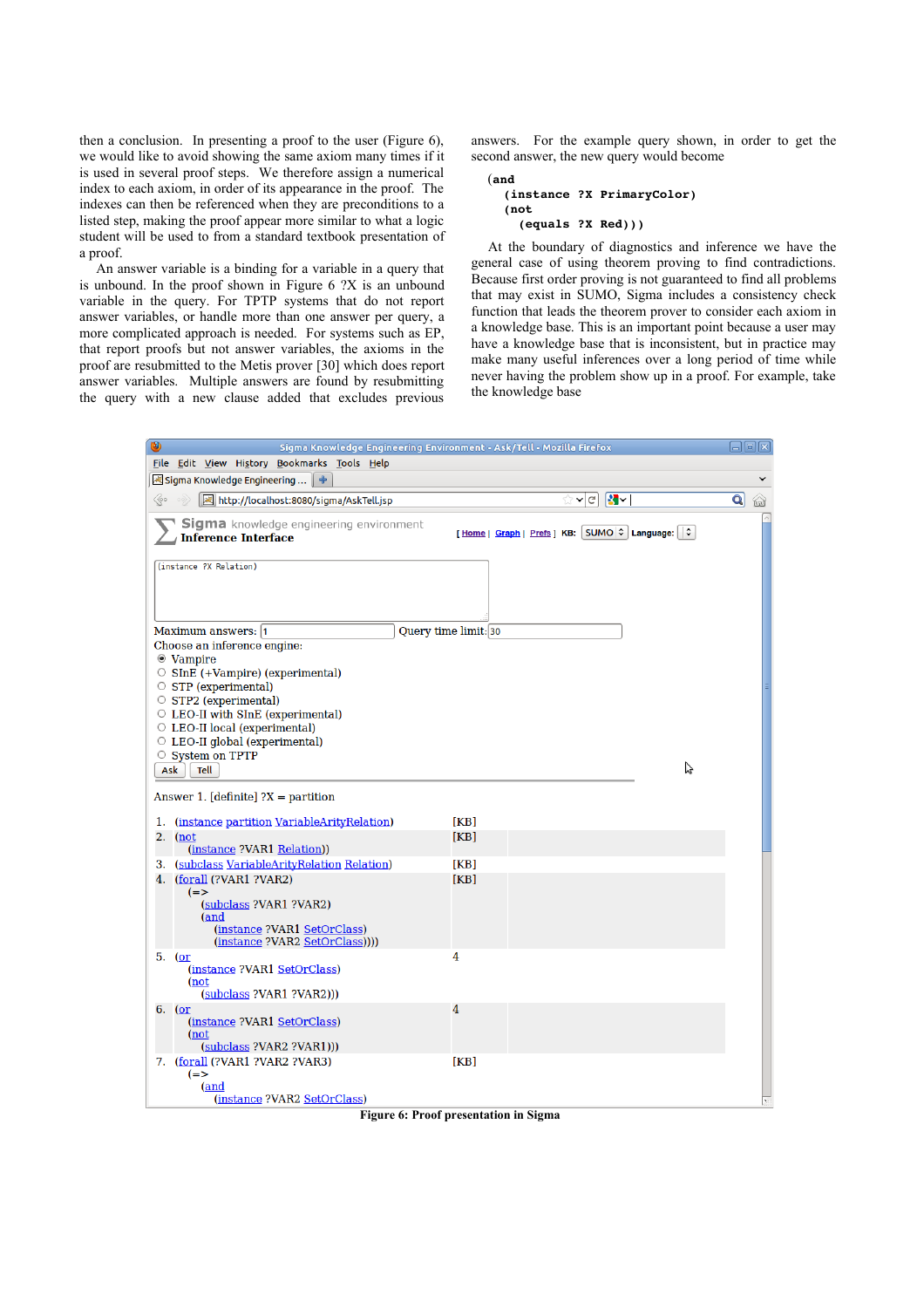then a conclusion. In presenting a proof to the user (Figure 6), we would like to avoid showing the same axiom many times if it is used in several proof steps. We therefore assign a numerical index to each axiom, in order of its appearance in the proof. The indexes can then be referenced when they are preconditions to a listed step, making the proof appear more similar to what a logic student will be used to from a standard textbook presentation of a proof.

An answer variable is a binding for a variable in a query that is unbound. In the proof shown in Figure 6 ?X is an unbound variable in the query. For TPTP systems that do not report answer variables, or handle more than one answer per query, a more complicated approach is needed. For systems such as EP, that report proofs but not answer variables, the axioms in the proof are resubmitted to the Metis prover [30] which does report answer variables. Multiple answers are found by resubmitting the query with a new clause added that excludes previous answers. For the example query shown, in order to get the second answer, the new query would become

```
(and
  (instance ?X PrimaryColor)
  (not
    (equals ?X Red)))
```

At the boundary of diagnostics and inference we have the general case of using theorem proving to find contradictions. Because first order proving is not guaranteed to find all problems that may exist in SUMO, Sigma includes a consistency check function that leads the theorem prover to consider each axiom in a knowledge base. This is an important point because a user may have a knowledge base that is inconsistent, but in practice may make many useful inferences over a long period of time while never having the problem show up in a proof. For example, take the knowledge base

**Figure 6: Proof presentation in Sigma**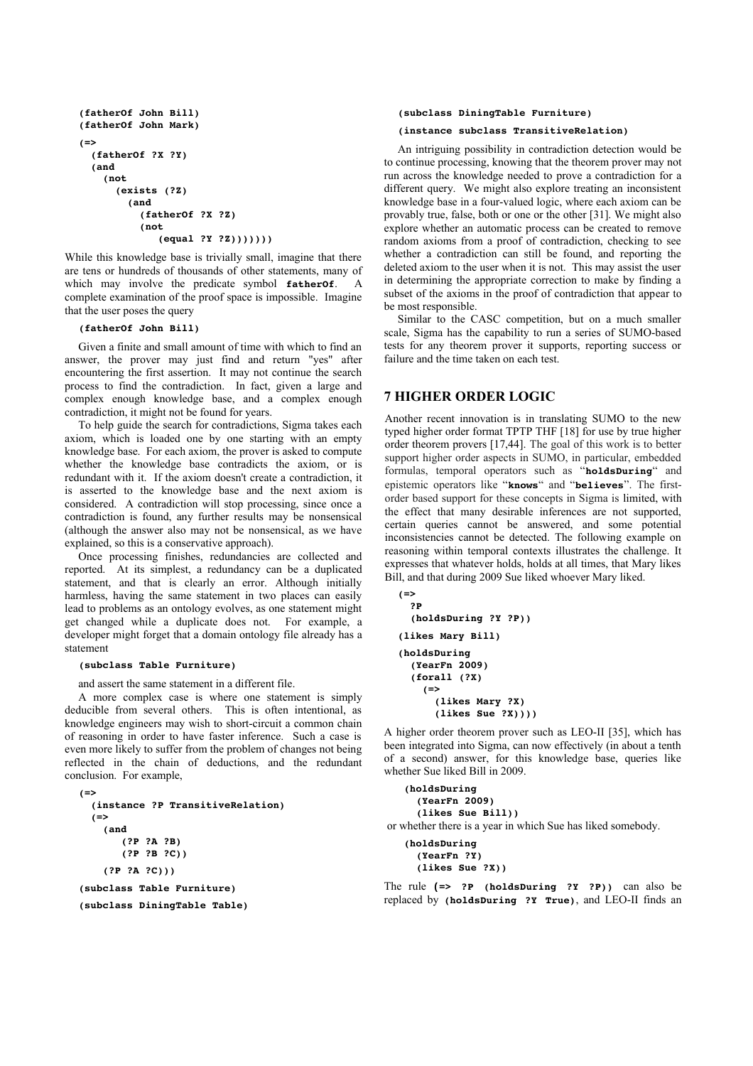```
(fatherOf John Bill)
(fatherOf John Mark)
(=>
  (fatherOf ?X ?Y)
  (and
    (not
      (exists (?Z)
        (and
          (fatherOf ?X ?Z)
          (not
             (equal ?Y ?Z)))))))
```

While this knowledge base is trivially small, imagine that there are tens or hundreds of thousands of other statements, many of which may involve the predicate symbol **fatherOf**. A complete examination of the proof space is impossible. Imagine that the user poses the query

```
(fatherOf John Bill)
```

Given a finite and small amount of time with which to find an answer, the prover may just find and return "yes" after encountering the first assertion. It may not continue the search process to find the contradiction. In fact, given a large and complex enough knowledge base, and a complex enough contradiction, it might not be found for years.

To help guide the search for contradictions, Sigma takes each axiom, which is loaded one by one starting with an empty knowledge base. For each axiom, the prover is asked to compute whether the knowledge base contradicts the axiom, or is redundant with it. If the axiom doesn't create a contradiction, it is asserted to the knowledge base and the next axiom is considered. A contradiction will stop processing, since once a contradiction is found, any further results may be nonsensical (although the answer also may not be nonsensical, as we have explained, so this is a conservative approach).

Once processing finishes, redundancies are collected and reported. At its simplest, a redundancy can be a duplicated statement, and that is clearly an error. Although initially harmless, having the same statement in two places can easily lead to problems as an ontology evolves, as one statement might get changed while a duplicate does not. For example, a developer might forget that a domain ontology file already has a statement

```
(subclass Table Furniture)
```

and assert the same statement in a different file.

A more complex case is where one statement is simply deducible from several others. This is often intentional, as knowledge engineers may wish to short-circuit a common chain of reasoning in order to have faster inference. Such a case is even more likely to suffer from the problem of changes not being reflected in the chain of deductions, and the redundant conclusion. For example,

```
(=>
  (instance ?P TransitiveRelation)
  (=>
    (and
       (?P ?A ?B)
       (?P ?B ?C))
    (?P ?A ?C)))
(subclass Table Furniture)
(subclass DiningTable Table)
(subclass DiningTable Furniture)
(instance subclass TransitiveRelation)
```

An intriguing possibility in contradiction detection would be to continue processing, knowing that the theorem prover may not run across the knowledge needed to prove a contradiction for a different query. We might also explore treating an inconsistent knowledge base in a four-valued logic, where each axiom can be provably true, false, both or one or the other [31]. We might also explore whether an automatic process can be created to remove random axioms from a proof of contradiction, checking to see whether a contradiction can still be found, and reporting the deleted axiom to the user when it is not. This may assist the user in determining the appropriate correction to make by finding a subset of the axioms in the proof of contradiction that appear to be most responsible.

Similar to the CASC competition, but on a much smaller scale, Sigma has the capability to run a series of SUMO-based tests for any theorem prover it supports, reporting success or failure and the time taken on each test.

## 7 HIGHER ORDER LOGIC

Another recent innovation is in translating SUMO to the new typed higher order format TPTP THF [18] for use by true higher order theorem provers [17,44]. The goal of this work is to better support higher order aspects in SUMO, in particular, embedded formulas, temporal operators such as "**holdsDuring**" and epistemic operators like "**knows**" and "**believes**". The first-order based support for these concepts in Sigma is limited, with the effect that many desirable inferences are not supported, certain queries cannot be answered, and some potential inconsistencies cannot be detected. The following example on reasoning within temporal contexts illustrates the challenge. It expresses that whatever holds, holds at all times, that Mary likes Bill, and that during 2009 Sue liked whoever Mary liked.

```
(=>
  ?P
  (holdsDuring ?Y ?P))
(likes Mary Bill)
(holdsDuring
  (YearFn 2009)
  (forall (?X)
    (=>
      (likes Mary ?X)
      (likes Sue ?X))))
```

A higher order theorem prover such as LEO-II [35], which has been integrated into Sigma, can now effectively (in about a tenth of a second) answer, for this knowledge base, queries like whether Sue liked Bill in 2009.

```
(holdsDuring
  (YearFn 2009)
  (likes Sue Bill))
```

or whether there is a year in which Sue has liked somebody.

```
(holdsDuring
  (YearFn ?Y)
  (likes Sue ?X))
```

The rule **(=> ?P (holdsDuring ?Y ?P))** can also be replaced by **(holdsDuring ?Y True)**, and LEO-II finds an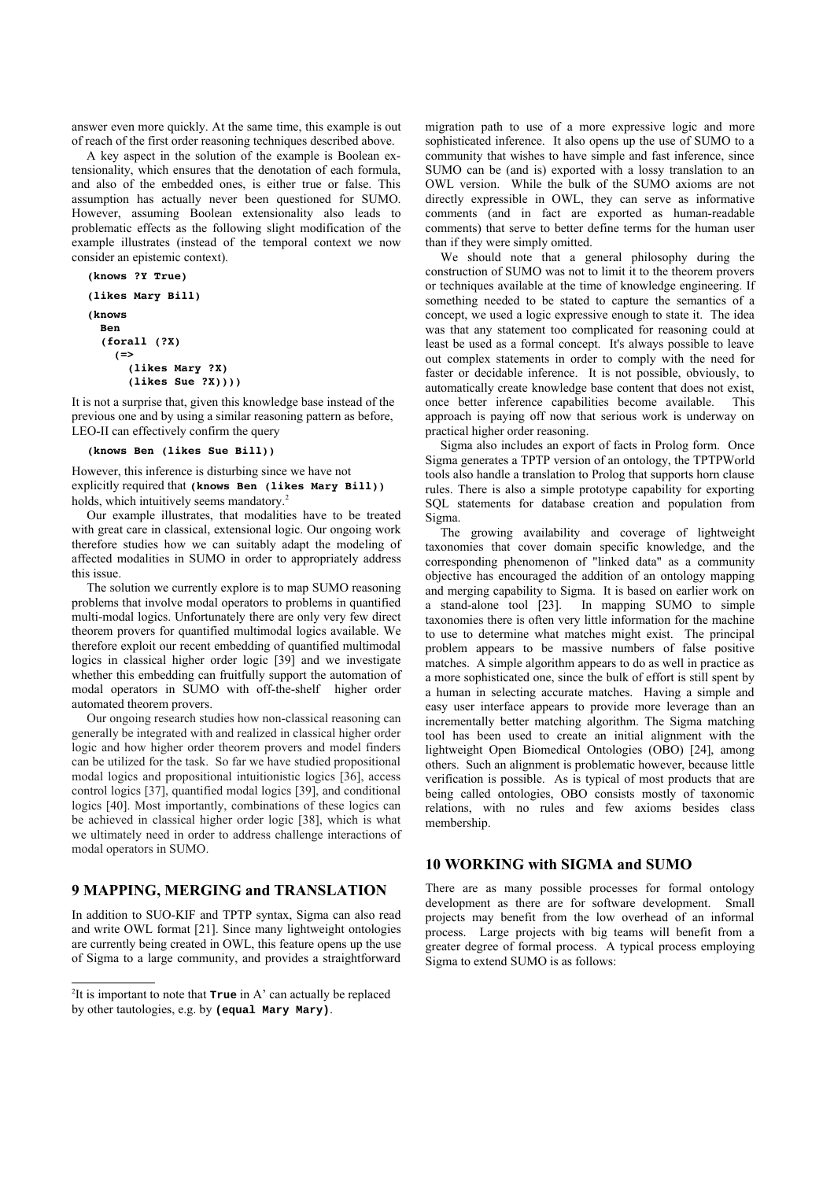answer even more quickly. At the same time, this example is out of reach of the first order reasoning techniques described above.

A key aspect in the solution of the example is Boolean extensionality, which ensures that the denotation of each formula, and also of the embedded ones, is either true or false. This assumption has actually never been questioned for SUMO. However, assuming Boolean extensionality also leads to problematic effects as the following slight modification of the example illustrates (instead of the temporal context we now consider an epistemic context).

```
(knows ?Y True)

(likes Mary Bill)

(knows
  Ben
  (forall (?X)
    (=>
      (likes Mary ?X)
      (likes Sue ?X))))
```

It is not a surprise that, given this knowledge base instead of the previous one and by using a similar reasoning pattern as before, LEO-II can effectively confirm the query

```
(knows Ben (likes Sue Bill))
```

However, this inference is disturbing since we have not explicitly required that **(knows Ben (likes Mary Bill))** holds, which intuitively seems mandatory.[2]

Our example illustrates, that modalities have to be treated with great care in classical, extensional logic. Our ongoing work therefore studies how we can suitably adapt the modeling of affected modalities in SUMO in order to appropriately address this issue.

The solution we currently explore is to map SUMO reasoning problems that involve modal operators to problems in quantified multi-modal logics. Unfortunately there are only very few direct theorem provers for quantified multimodal logics available. We therefore exploit our recent embedding of quantified multimodal logics in classical higher order logic [39] and we investigate whether this embedding can fruitfully support the automation of modal operators in SUMO with off-the-shelf higher order automated theorem provers.

Our ongoing research studies how non-classical reasoning can generally be integrated with and realized in classical higher order logic and how higher order theorem provers and model finders can be utilized for the task. So far we have studied propositional modal logics and propositional intuitionistic logics [36], access control logics [37], quantified modal logics [39], and conditional logics [40]. Most importantly, combinations of these logics can be achieved in classical higher order logic [38], which is what we ultimately need in order to address challenge interactions of modal operators in SUMO.

## 9 MAPPING, MERGING and TRANSLATION

In addition to SUO-KIF and TPTP syntax, Sigma can also read and write OWL format [21]. Since many lightweight ontologies are currently being created in OWL, this feature opens up the use of Sigma to a large community, and provides a straightforward migration path to use of a more expressive logic and more sophisticated inference. It also opens up the use of SUMO to a community that wishes to have simple and fast inference, since SUMO can be (and is) exported with a lossy translation to an OWL version. While the bulk of the SUMO axioms are not directly expressible in OWL, they can serve as informative comments (and in fact are exported as human-readable comments) that serve to better define terms for the human user than if they were simply omitted.

We should note that a general philosophy during the construction of SUMO was not to limit it to the theorem provers or techniques available at the time of knowledge engineering. If something needed to be stated to capture the semantics of a concept, we used a logic expressive enough to state it. The idea was that any statement too complicated for reasoning could at least be used as a formal concept. It's always possible to leave out complex statements in order to comply with the need for faster or decidable inference. It is not possible, obviously, to automatically create knowledge base content that does not exist, once better inference capabilities become available. This approach is paying off now that serious work is underway on practical higher order reasoning.

Sigma also includes an export of facts in Prolog form. Once Sigma generates a TPTP version of an ontology, the TPTPWorld tools also handle a translation to Prolog that supports horn clause rules. There is also a simple prototype capability for exporting SQL statements for database creation and population from Sigma.

The growing availability and coverage of lightweight taxonomies that cover domain specific knowledge, and the corresponding phenomenon of "linked data" as a community objective has encouraged the addition of an ontology mapping and merging capability to Sigma. It is based on earlier work on a stand-alone tool [23]. In mapping SUMO to simple taxonomies there is often very little information for the machine to use to determine what matches might exist. The principal problem appears to be massive numbers of false positive matches. A simple algorithm appears to do as well in practice as a more sophisticated one, since the bulk of effort is still spent by a human in selecting accurate matches. Having a simple and easy user interface appears to provide more leverage than an incrementally better matching algorithm. The Sigma matching tool has been used to create an initial alignment with the lightweight Open Biomedical Ontologies (OBO) [24], among others. Such an alignment is problematic however, because little verification is possible. As is typical of most products that are being called ontologies, OBO consists mostly of taxonomic relations, with no rules and few axioms besides class membership.

## 10 WORKING with SIGMA and SUMO

There are as many possible processes for formal ontology development as there are for software development. Small projects may benefit from the low overhead of an informal process. Large projects with big teams will benefit from a greater degree of formal process. A typical process employing Sigma to extend SUMO is as follows:

[2] It is important to note that **True** in A' can actually be replaced by other tautologies, e.g. by **(equal Mary Mary)**.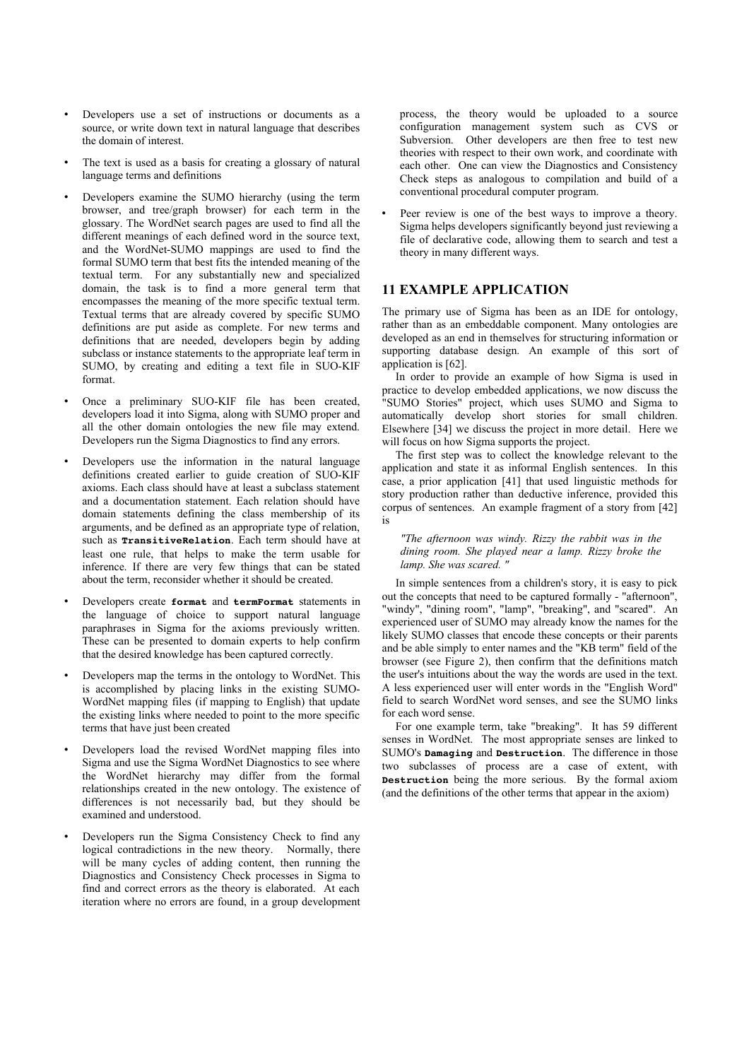- Developers use a set of instructions or documents as a source, or write down text in natural language that describes the domain of interest.

- The text is used as a basis for creating a glossary of natural language terms and definitions

- Developers examine the SUMO hierarchy (using the term browser, and tree/graph browser) for each term in the glossary. The WordNet search pages are used to find all the different meanings of each defined word in the source text, and the WordNet-SUMO mappings are used to find the formal SUMO term that best fits the intended meaning of the textual term. For any substantially new and specialized domain, the task is to find a more general term that encompasses the meaning of the more specific textual term. Textual terms that are already covered by specific SUMO definitions are put aside as complete. For new terms and definitions that are needed, developers begin by adding subclass or instance statements to the appropriate leaf term in SUMO, by creating and editing a text file in SUO-KIF format.

- Once a preliminary SUO-KIF file has been created, developers load it into Sigma, along with SUMO proper and all the other domain ontologies the new file may extend. Developers run the Sigma Diagnostics to find any errors.

- Developers use the information in the natural language definitions created earlier to guide creation of SUO-KIF axioms. Each class should have at least a subclass statement and a documentation statement. Each relation should have domain statements defining the class membership of its arguments, and be defined as an appropriate type of relation, such as **TransitiveRelation**. Each term should have at least one rule, that helps to make the term usable for inference. If there are very few things that can be stated about the term, reconsider whether it should be created.

- Developers create **format** and **termFormat** statements in the language of choice to support natural language paraphrases in Sigma for the axioms previously written. These can be presented to domain experts to help confirm that the desired knowledge has been captured correctly.

- Developers map the terms in the ontology to WordNet. This is accomplished by placing links in the existing SUMO-WordNet mapping files (if mapping to English) that update the existing links where needed to point to the more specific terms that have just been created

- Developers load the revised WordNet mapping files into Sigma and use the Sigma WordNet Diagnostics to see where the WordNet hierarchy may differ from the formal relationships created in the new ontology. The existence of differences is not necessarily bad, but they should be examined and understood.

- Developers run the Sigma Consistency Check to find any logical contradictions in the new theory. Normally, there will be many cycles of adding content, then running the Diagnostics and Consistency Check processes in Sigma to find and correct errors as the theory is elaborated. At each iteration where no errors are found, in a group development process, the theory would be uploaded to a source configuration management system such as CVS or Subversion. Other developers are then free to test new theories with respect to their own work, and coordinate with each other. One can view the Diagnostics and Consistency Check steps as analogous to compilation and build of a conventional procedural computer program.

- Peer review is one of the best ways to improve a theory. Sigma helps developers significantly beyond just reviewing a file of declarative code, allowing them to search and test a theory in many different ways.

## 11 EXAMPLE APPLICATION

The primary use of Sigma has been as an IDE for ontology, rather than as an embeddable component. Many ontologies are developed as an end in themselves for structuring information or supporting database design. An example of this sort of application is [62].

In order to provide an example of how Sigma is used in practice to develop embedded applications, we now discuss the "SUMO Stories" project, which uses SUMO and Sigma to automatically develop short stories for small children. Elsewhere [34] we discuss the project in more detail. Here we will focus on how Sigma supports the project.

The first step was to collect the knowledge relevant to the application and state it as informal English sentences. In this case, a prior application [41] that used linguistic methods for story production rather than deductive inference, provided this corpus of sentences. An example fragment of a story from [42] is

> *"The afternoon was windy. Rizzy the rabbit was in the dining room. She played near a lamp. Rizzy broke the lamp. She was scared. "*

In simple sentences from a children's story, it is easy to pick out the concepts that need to be captured formally - "afternoon", "windy", "dining room", "lamp", "breaking", and "scared". An experienced user of SUMO may already know the names for the likely SUMO classes that encode these concepts or their parents and be able simply to enter names and the "KB term" field of the browser (see Figure 2), then confirm that the definitions match the user's intuitions about the way the words are used in the text. A less experienced user will enter words in the "English Word" field to search WordNet word senses, and see the SUMO links for each word sense.

For one example term, take "breaking". It has 59 different senses in WordNet. The most appropriate senses are linked to SUMO's **Damaging** and **Destruction**. The difference in those two subclasses of process are a case of extent, with **Destruction** being the more serious. By the formal axiom (and the definitions of the other terms that appear in the axiom)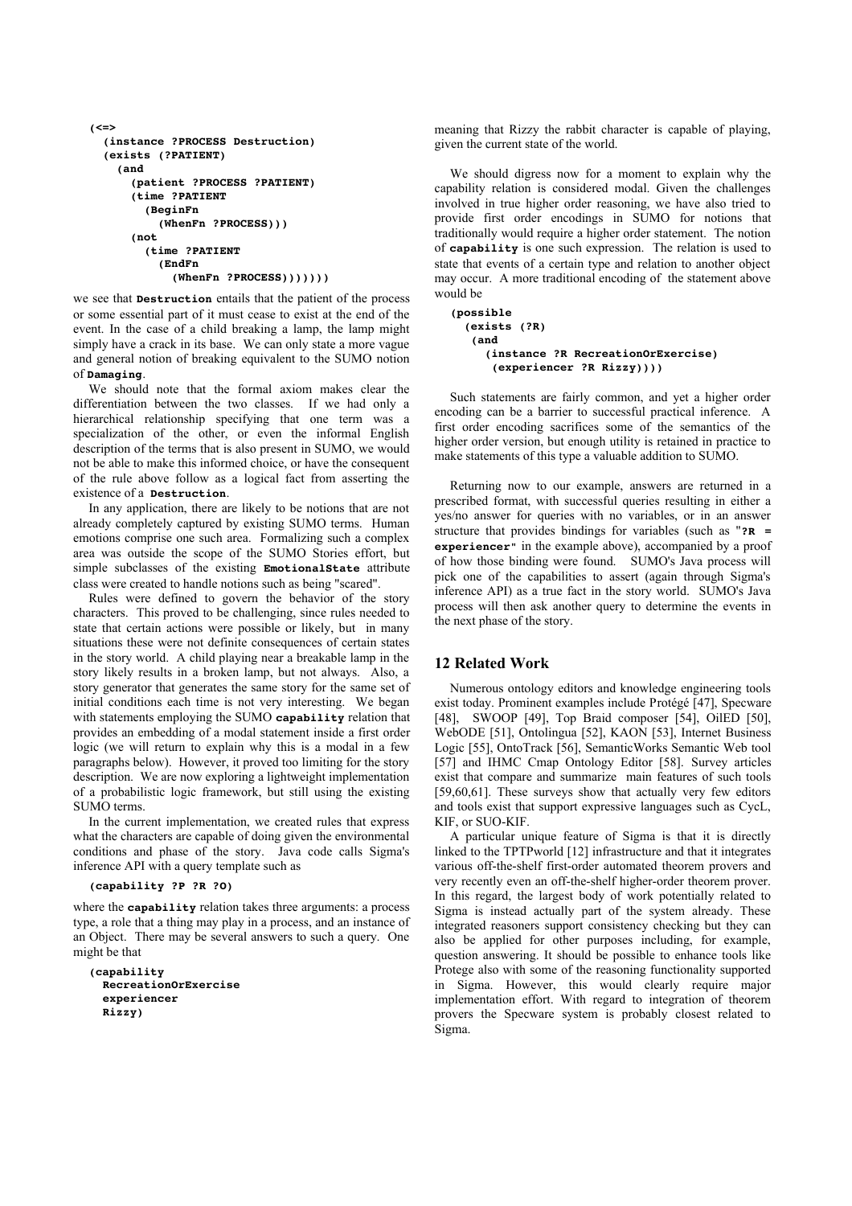```
(<=>
  (instance ?PROCESS Destruction)
  (exists (?PATIENT)
    (and
      (patient ?PROCESS ?PATIENT)
      (time ?PATIENT
        (BeginFn
          (WhenFn ?PROCESS)))
      (not
        (time ?PATIENT
          (EndFn
            (WhenFn ?PROCESS)))))))
```

we see that **Destruction** entails that the patient of the process or some essential part of it must cease to exist at the end of the event. In the case of a child breaking a lamp, the lamp might simply have a crack in its base. We can only state a more vague and general notion of breaking equivalent to the SUMO notion of **Damaging**.

We should note that the formal axiom makes clear the differentiation between the two classes. If we had only a hierarchical relationship specifying that one term was a specialization of the other, or even the informal English description of the terms that is also present in SUMO, we would not be able to make this informed choice, or have the consequent of the rule above follow as a logical fact from asserting the existence of a **Destruction**.

In any application, there are likely to be notions that are not already completely captured by existing SUMO terms. Human emotions comprise one such area. Formalizing such a complex area was outside the scope of the SUMO Stories effort, but simple subclasses of the existing **EmotionalState** attribute class were created to handle notions such as being "scared".

Rules were defined to govern the behavior of the story characters. This proved to be challenging, since rules needed to state that certain actions were possible or likely, but in many situations these were not definite consequences of certain states in the story world. A child playing near a breakable lamp in the story likely results in a broken lamp, but not always. Also, a story generator that generates the same story for the same set of initial conditions each time is not very interesting. We began with statements employing the SUMO **capability** relation that provides an embedding of a modal statement inside a first order logic (we will return to explain why this is a modal in a few paragraphs below). However, it proved too limiting for the story description. We are now exploring a lightweight implementation of a probabilistic logic framework, but still using the existing SUMO terms.

In the current implementation, we created rules that express what the characters are capable of doing given the environmental conditions and phase of the story. Java code calls Sigma's inference API with a query template such as

```
(capability ?P ?R ?O)
```

where the **capability** relation takes three arguments: a process type, a role that a thing may play in a process, and an instance of an Object. There may be several answers to such a query. One might be that

```
(capability
  RecreationOrExercise
  experiencer
  Rizzy)
```

meaning that Rizzy the rabbit character is capable of playing, given the current state of the world.

We should digress now for a moment to explain why the capability relation is considered modal. Given the challenges involved in true higher order reasoning, we have also tried to provide first order encodings in SUMO for notions that traditionally would require a higher order statement. The notion of **capability** is one such expression. The relation is used to state that events of a certain type and relation to another object may occur. A more traditional encoding of the statement above would be

```
(possible
  (exists (?R)
   (and
     (instance ?R RecreationOrExercise)
      (experiencer ?R Rizzy))))
```

Such statements are fairly common, and yet a higher order encoding can be a barrier to successful practical inference. A first order encoding sacrifices some of the semantics of the higher order version, but enough utility is retained in practice to make statements of this type a valuable addition to SUMO.

Returning now to our example, answers are returned in a prescribed format, with successful queries resulting in either a yes/no answer for queries with no variables, or in an answer structure that provides bindings for variables (such as "**?R = experiencer**" in the example above), accompanied by a proof of how those binding were found. SUMO's Java process will pick one of the capabilities to assert (again through Sigma's inference API) as a true fact in the story world. SUMO's Java process will then ask another query to determine the events in the next phase of the story.

## 12 Related Work

Numerous ontology editors and knowledge engineering tools exist today. Prominent examples include Protégé [47], Specware [48], SWOOP [49], Top Braid composer [54], OilED [50], WebODE [51], Ontolingua [52], KAON [53], Internet Business Logic [55], OntoTrack [56], SemanticWorks Semantic Web tool [57] and IHMC Cmap Ontology Editor [58]. Survey articles exist that compare and summarize main features of such tools [59,60,61]. These surveys show that actually very few editors and tools exist that support expressive languages such as CycL, KIF, or SUO-KIF.

A particular unique feature of Sigma is that it is directly linked to the TPTPworld [12] infrastructure and that it integrates various off-the-shelf first-order automated theorem provers and very recently even an off-the-shelf higher-order theorem prover. In this regard, the largest body of work potentially related to Sigma is instead actually part of the system already. These integrated reasoners support consistency checking but they can also be applied for other purposes including, for example, question answering. It should be possible to enhance tools like Protege also with some of the reasoning functionality supported in Sigma. However, this would clearly require major implementation effort. With regard to integration of theorem provers the Specware system is probably closest related to Sigma.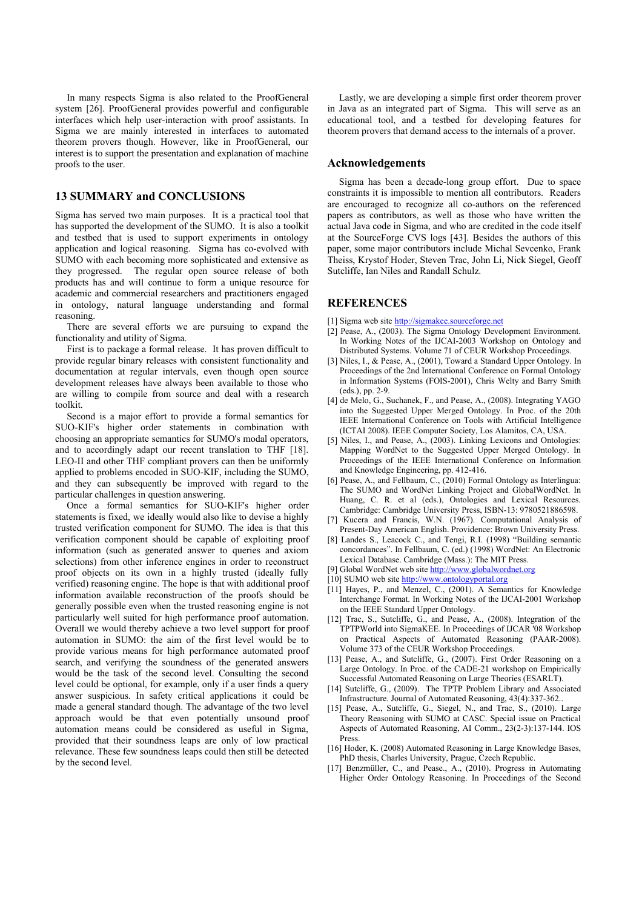In many respects Sigma is also related to the ProofGeneral system [26]. ProofGeneral provides powerful and configurable interfaces which help user-interaction with proof assistants. In Sigma we are mainly interested in interfaces to automated theorem provers though. However, like in ProofGeneral, our interest is to support the presentation and explanation of machine proofs to the user.

## 13 SUMMARY and CONCLUSIONS

Sigma has served two main purposes. It is a practical tool that has supported the development of the SUMO. It is also a toolkit and testbed that is used to support experiments in ontology application and logical reasoning. Sigma has co-evolved with SUMO with each becoming more sophisticated and extensive as they progressed. The regular open source release of both products has and will continue to form a unique resource for academic and commercial researchers and practitioners engaged in ontology, natural language understanding and formal reasoning.

There are several efforts we are pursuing to expand the functionality and utility of Sigma.

First is to package a formal release. It has proven difficult to provide regular binary releases with consistent functionality and documentation at regular intervals, even though open source development releases have always been available to those who are willing to compile from source and deal with a research toolkit.

Second is a major effort to provide a formal semantics for SUO-KIF's higher order statements in combination with choosing an appropriate semantics for SUMO's modal operators, and to accordingly adapt our recent translation to THF [18]. LEO-II and other THF compliant provers can then be uniformly applied to problems encoded in SUO-KIF, including the SUMO, and they can subsequently be improved with regard to the particular challenges in question answering.

Once a formal semantics for SUO-KIF's higher order statements is fixed, we ideally would also like to devise a highly trusted verification component for SUMO. The idea is that this verification component should be capable of exploiting proof information (such as generated answer to queries and axiom selections) from other inference engines in order to reconstruct proof objects on its own in a highly trusted (ideally fully verified) reasoning engine. The hope is that with additional proof information available reconstruction of the proofs should be generally possible even when the trusted reasoning engine is not particularly well suited for high performance proof automation. Overall we would thereby achieve a two level support for proof automation in SUMO: the aim of the first level would be to provide various means for high performance automated proof search, and verifying the soundness of the generated answers would be the task of the second level. Consulting the second level could be optional, for example, only if a user finds a query answer suspicious. In safety critical applications it could be made a general standard though. The advantage of the two level approach would be that even potentially unsound proof automation means could be considered as useful in Sigma, provided that their soundness leaps are only of low practical relevance. These few soundness leaps could then still be detected by the second level.

Lastly, we are developing a simple first order theorem prover in Java as an integrated part of Sigma. This will serve as an educational tool, and a testbed for developing features for theorem provers that demand access to the internals of a prover.

## Acknowledgements

Sigma has been a decade-long group effort. Due to space constraints it is impossible to mention all contributors. Readers are encouraged to recognize all co-authors on the referenced papers as contributors, as well as those who have written the actual Java code in Sigma, and who are credited in the code itself at the SourceForge CVS logs [43]. Besides the authors of this paper, some major contributors include Michal Sevcenko, Frank Theiss, Krystof Hoder, Steven Trac, John Li, Nick Siegel, Geoff Sutcliffe, Ian Niles and Randall Schulz.

## REFERENCES

[1] Sigma web site http://sigmakee.sourceforge.net

[2] Pease, A., (2003). The Sigma Ontology Development Environment. In Working Notes of the IJCAI-2003 Workshop on Ontology and Distributed Systems. Volume 71 of CEUR Workshop Proceedings.

[3] Niles, I., & Pease, A., (2001), Toward a Standard Upper Ontology. In Proceedings of the 2nd International Conference on Formal Ontology in Information Systems (FOIS-2001), Chris Welty and Barry Smith (eds.), pp. 2-9.

[4] de Melo, G., Suchanek, F., and Pease, A., (2008). Integrating YAGO into the Suggested Upper Merged Ontology. In Proc. of the 20th IEEE International Conference on Tools with Artificial Intelligence (ICTAI 2008). IEEE Computer Society, Los Alamitos, CA, USA.

[5] Niles, I., and Pease, A., (2003). Linking Lexicons and Ontologies: Mapping WordNet to the Suggested Upper Merged Ontology. In Proceedings of the IEEE International Conference on Information and Knowledge Engineering, pp. 412-416.

[6] Pease, A., and Fellbaum, C., (2010) Formal Ontology as Interlingua: The SUMO and WordNet Linking Project and GlobalWordNet. In Huang, C. R. et al (eds.), Ontologies and Lexical Resources. Cambridge: Cambridge University Press, ISBN-13: 9780521886598.

[7] Kucera and Francis, W.N. (1967). Computational Analysis of Present-Day American English. Providence: Brown University Press.

[8] Landes S., Leacock C., and Tengi, R.I. (1998) "Building semantic concordances". In Fellbaum, C. (ed.) (1998) WordNet: An Electronic Lexical Database. Cambridge (Mass.): The MIT Press.

[9] Global WordNet web site http://www.globalwordnet.org

[10] SUMO web site http://www.ontologyportal.org

[11] Hayes, P., and Menzel, C., (2001). A Semantics for Knowledge Interchange Format. In Working Notes of the IJCAI-2001 Workshop on the IEEE Standard Upper Ontology.

[12] Trac, S., Sutcliffe, G., and Pease, A., (2008). Integration of the TPTPWorld into SigmaKEE. In Proceedings of IJCAR '08 Workshop on Practical Aspects of Automated Reasoning (PAAR-2008). Volume 373 of the CEUR Workshop Proceedings.

[13] Pease, A., and Sutcliffe, G., (2007). First Order Reasoning on a Large Ontology. In Proc. of the CADE-21 workshop on Empirically Successful Automated Reasoning on Large Theories (ESARLT).

[14] Sutcliffe, G., (2009). The TPTP Problem Library and Associated Infrastructure. Journal of Automated Reasoning, 43(4):337-362..

[15] Pease, A., Sutcliffe, G., Siegel, N., and Trac, S., (2010). Large Theory Reasoning with SUMO at CASC. Special issue on Practical Aspects of Automated Reasoning, AI Comm., 23(2-3):137-144. IOS Press.

[16] Hoder, K. (2008) Automated Reasoning in Large Knowledge Bases, PhD thesis, Charles University, Prague, Czech Republic.

[17] Benzmüller, C., and Pease., A., (2010). Progress in Automating Higher Order Ontology Reasoning. In Proceedings of the Second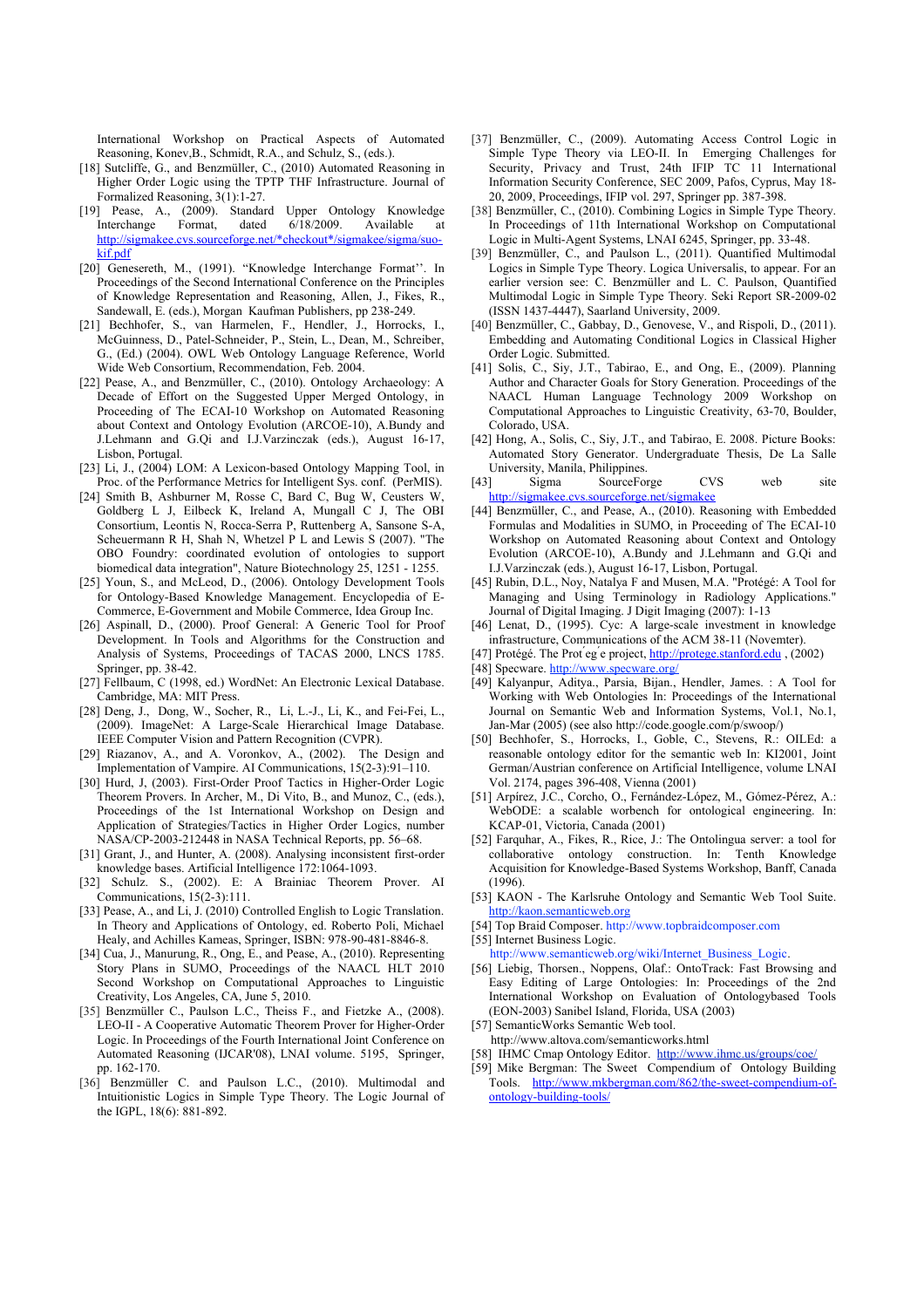International Workshop on Practical Aspects of Automated Reasoning, Konev,B., Schmidt, R.A., and Schulz, S., (eds.).

[18] Sutcliffe, G., and Benzmüller, C., (2010) Automated Reasoning in Higher Order Logic using the TPTP THF Infrastructure. Journal of Formalized Reasoning, 3(1):1-27.

[19] Pease, A., (2009). Standard Upper Ontology Knowledge Interchange Format, dated 6/18/2009. Available at http://sigmakee.cvs.sourceforge.net/*checkout*/sigmakee/sigma/suo-kif.pdf

[20] Genesereth, M., (1991). "Knowledge Interchange Format''. In Proceedings of the Second International Conference on the Principles of Knowledge Representation and Reasoning, Allen, J., Fikes, R., Sandewall, E. (eds.), Morgan Kaufman Publishers, pp 238-249.

[21] Bechhofer, S., van Harmelen, F., Hendler, J., Horrocks, I., McGuinness, D., Patel-Schneider, P., Stein, L., Dean, M., Schreiber, G., (Ed.) (2004). OWL Web Ontology Language Reference, World Wide Web Consortium, Recommendation, Feb. 2004.

[22] Pease, A., and Benzmüller, C., (2010). Ontology Archaeology: A Decade of Effort on the Suggested Upper Merged Ontology, in Proceeding of The ECAI-10 Workshop on Automated Reasoning about Context and Ontology Evolution (ARCOE-10), A.Bundy and J.Lehmann and G.Qi and I.J.Varzinczak (eds.), August 16-17, Lisbon, Portugal.

[23] Li, J., (2004) LOM: A Lexicon-based Ontology Mapping Tool, in Proc. of the Performance Metrics for Intelligent Sys. conf. (PerMIS).

[24] Smith B, Ashburner M, Rosse C, Bard C, Bug W, Ceusters W, Goldberg L J, Eilbeck K, Ireland A, Mungall C J, The OBI Consortium, Leontis N, Rocca-Serra P, Ruttenberg A, Sansone S-A, Scheuermann R H, Shah N, Whetzel P L and Lewis S (2007). "The OBO Foundry: coordinated evolution of ontologies to support biomedical data integration", Nature Biotechnology 25, 1251 - 1255.

[25] Youn, S., and McLeod, D., (2006). Ontology Development Tools for Ontology-Based Knowledge Management. Encyclopedia of E-Commerce, E-Government and Mobile Commerce, Idea Group Inc.

[26] Aspinall, D., (2000). Proof General: A Generic Tool for Proof Development. In Tools and Algorithms for the Construction and Analysis of Systems, Proceedings of TACAS 2000, LNCS 1785. Springer, pp. 38-42.

[27] Fellbaum, C (1998, ed.) WordNet: An Electronic Lexical Database. Cambridge, MA: MIT Press.

[28] Deng, J., Dong, W., Socher, R., Li, L.-J., Li, K., and Fei-Fei, L., (2009). ImageNet: A Large-Scale Hierarchical Image Database. IEEE Computer Vision and Pattern Recognition (CVPR).

[29] Riazanov, A., and A. Voronkov, A., (2002). The Design and Implementation of Vampire. AI Communications, 15(2-3):91–110.

[30] Hurd, J, (2003). First-Order Proof Tactics in Higher-Order Logic Theorem Provers. In Archer, M., Di Vito, B., and Munoz, C., (eds.), Proceedings of the 1st International Workshop on Design and Application of Strategies/Tactics in Higher Order Logics, number NASA/CP-2003-212448 in NASA Technical Reports, pp. 56–68.

[31] Grant, J., and Hunter, A. (2008). Analysing inconsistent first-order knowledge bases. Artificial Intelligence 172:1064-1093.

[32] Schulz. S., (2002). E: A Brainiac Theorem Prover. AI Communications, 15(2-3):111.

[33] Pease, A., and Li, J. (2010) Controlled English to Logic Translation. In Theory and Applications of Ontology, ed. Roberto Poli, Michael Healy, and Achilles Kameas, Springer, ISBN: 978-90-481-8846-8.

[34] Cua, J., Manurung, R., Ong, E., and Pease, A., (2010). Representing Story Plans in SUMO, Proceedings of the NAACL HLT 2010 Second Workshop on Computational Approaches to Linguistic Creativity, Los Angeles, CA, June 5, 2010.

[35] Benzmüller C., Paulson L.C., Theiss F., and Fietzke A., (2008). LEO-II - A Cooperative Automatic Theorem Prover for Higher-Order Logic. In Proceedings of the Fourth International Joint Conference on Automated Reasoning (IJCAR'08), LNAI volume. 5195, Springer, pp. 162-170.

[36] Benzmüller C. and Paulson L.C., (2010). Multimodal and Intuitionistic Logics in Simple Type Theory. The Logic Journal of the IGPL, 18(6): 881-892.

[37] Benzmüller, C., (2009). Automating Access Control Logic in Simple Type Theory via LEO-II. In Emerging Challenges for Security, Privacy and Trust, 24th IFIP TC 11 International Information Security Conference, SEC 2009, Pafos, Cyprus, May 18-20, 2009, Proceedings, IFIP vol. 297, Springer pp. 387-398.

[38] Benzmüller, C., (2010). Combining Logics in Simple Type Theory. In Proceedings of 11th International Workshop on Computational Logic in Multi-Agent Systems, LNAI 6245, Springer, pp. 33-48.

[39] Benzmüller, C., and Paulson L., (2011). Quantified Multimodal Logics in Simple Type Theory. Logica Universalis, to appear. For an earlier version see: C. Benzmüller and L. C. Paulson, Quantified Multimodal Logic in Simple Type Theory, Seki Report SR-2009-02 (ISSN 1437-4447), Saarland University, 2009.

[40] Benzmüller, C., Gabbay, D., Genovese, V., and Rispoli, D., (2011). Embedding and Automating Conditional Logics in Classical Higher Order Logic. Submitted.

[41] Solis, C., Siy, J.T., Tabirao, E., and Ong, E., (2009). Planning Author and Character Goals for Story Generation. Proceedings of the NAACL Human Language Technology 2009 Workshop on Computational Approaches to Linguistic Creativity, 63-70, Boulder, Colorado, USA.

[42] Hong, A., Solis, C., Siy, J.T., and Tabirao, E. 2008. Picture Books: Automated Story Generator. Undergraduate Thesis, De La Salle University, Manila, Philippines.

[43] Sigma SourceForge CVS web site http://sigmakee.cvs.sourceforge.net/sigmakee

[44] Benzmüller, C., and Pease, A., (2010). Reasoning with Embedded Formulas and Modalities in SUMO, in Proceeding of The ECAI-10 Workshop on Automated Reasoning about Context and Ontology Evolution (ARCOE-10), A.Bundy and J.Lehmann and G.Qi and I.J.Varzinczak (eds.), August 16-17, Lisbon, Portugal.

[45] Rubin, D.L., Noy, Natalya F and Musen, M.A. "Protégé: A Tool for Managing and Using Terminology in Radiology Applications." Journal of Digital Imaging. J Digit Imaging (2007): 1-13

[46] Lenat, D., (1995). Cyc: A large-scale investment in knowledge infrastructure, Communications of the ACM 38-11 (Novemter).

[47] Protégé. The Prot́eǵe project, http://protege.stanford.edu , (2002)

[48] Specware. http://www.specware.org/

[49] Kalyanpur, Aditya., Parsia, Bijan., Hendler, James. : A Tool for Working with Web Ontologies In: Proceedings of the International Journal on Semantic Web and Information Systems, Vol.1, No.1, Jan-Mar (2005) (see also http://code.google.com/p/swoop/)

[50] Bechhofer, S., Horrocks, I., Goble, C., Stevens, R.: OILEd: a reasonable ontology editor for the semantic web In: KI2001, Joint German/Austrian conference on Artificial Intelligence, volume LNAI Vol. 2174, pages 396-408, Vienna (2001)

[51] Arpírez, J.C., Corcho, O., Fernández-López, M., Gómez-Pérez, A.: WebODE: a scalable workbench for ontological engineering. In: KCAP-01, Victoria, Canada (2001)

[52] Farquhar, A., Fikes, R., Rice, J.: The Ontolingua server: a tool for collaborative ontology construction. In: Tenth Knowledge Acquisition for Knowledge-Based Systems Workshop, Banff, Canada (1996).

[53] KAON - The Karlsruhe Ontology and Semantic Web Tool Suite. http://kaon.semanticweb.org

[54] Top Braid Composer. http://www.topbraidcomposer.com

[55] Internet Business Logic. http://www.semanticweb.org/wiki/Internet_Business_Logic.

[56] Liebig, Thorsten., Noppens, Olaf.: OntoTrack: Fast Browsing and Easy Editing of Large Ontologies: In: Proceedings of the 2nd International Workshop on Evaluation of Ontologbased Tools (EON-2003) Sanibel Island, Florida, USA (2003)

[57] SemanticWorks Semantic Web tool. http://www.altova.com/semanticworks.html

[58] IHMC Cmap Ontology Editor. http://www.ihmc.us/groups/coe/

[59] Mike Bergman: The Sweet Compendium of Ontology Building Tools. http://www.mkbergman.com/862/the-sweet-compendium-of-ontology-building-tools/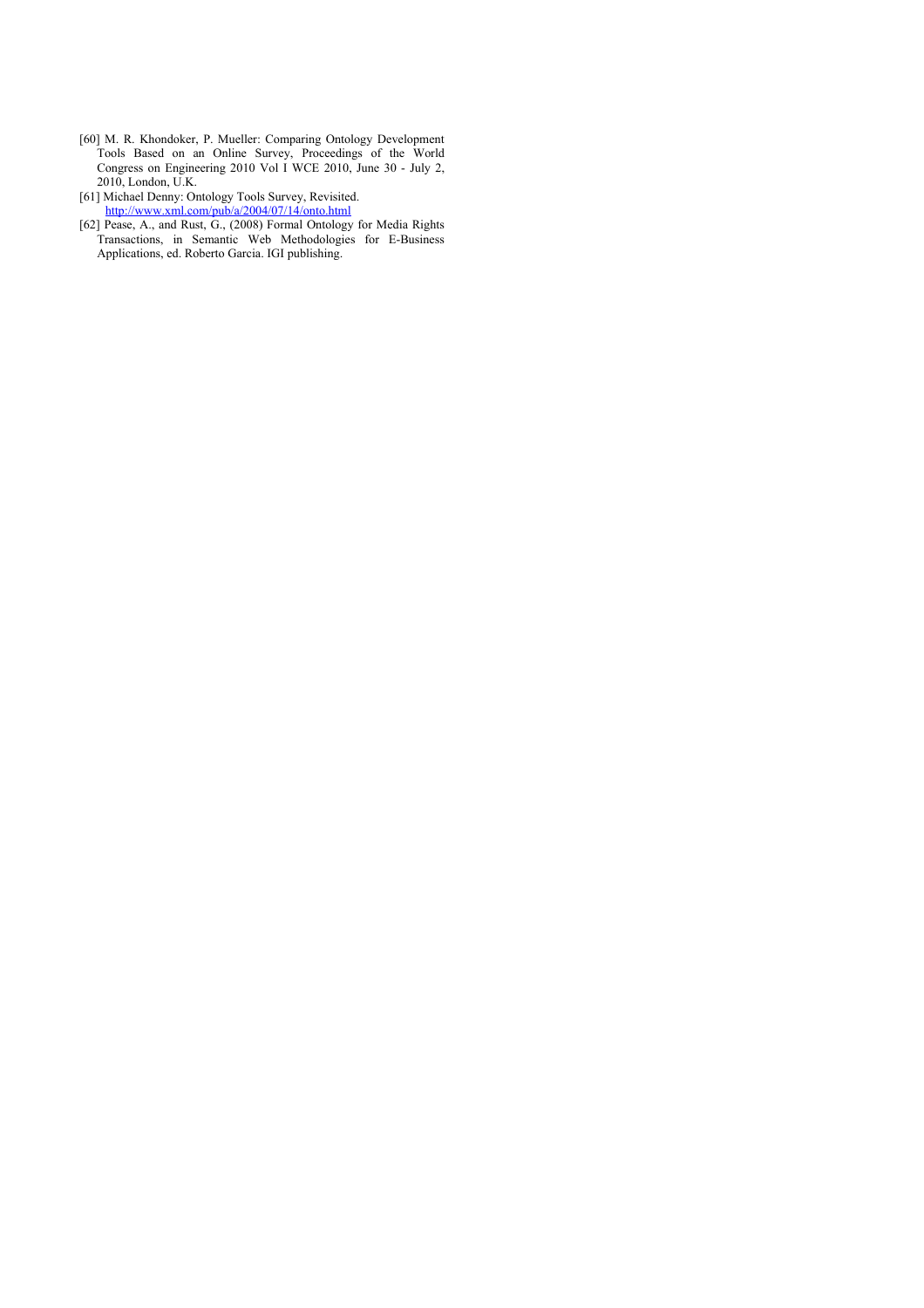[60] M. R. Khondoker, P. Mueller: Comparing Ontology Development Tools Based on an Online Survey, Proceedings of the World Congress on Engineering 2010 Vol I WCE 2010, June 30 - July 2, 2010, London, U.K.

[61] Michael Denny: Ontology Tools Survey, Revisited. http://www.xml.com/pub/a/2004/07/14/onto.html

[62] Pease, A., and Rust, G., (2008) Formal Ontology for Media Rights Transactions, in Semantic Web Methodologies for E-Business Applications, ed. Roberto Garcia. IGI publishing.